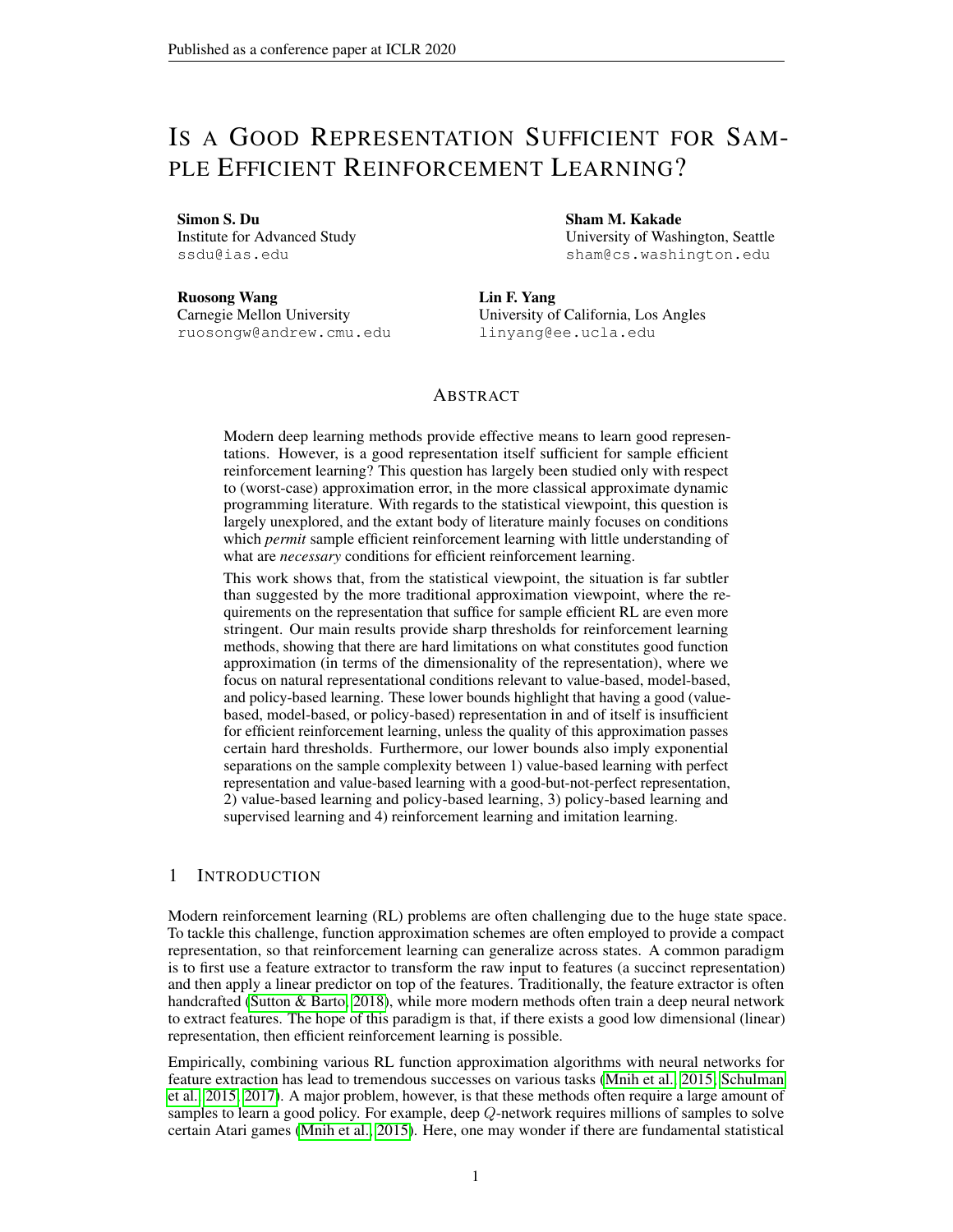# IS A GOOD REPRESENTATION SUFFICIENT FOR SAMPLE EFFICIENT REINFORCEMENT LEARNING?

**Simon S. Du**
Institute for Advanced Study
ssdu@ias.edu

**Sham M. Kakade**
University of Washington, Seattle
sham@cs.washington.edu

**Ruosong Wang**
Carnegie Mellon University
ruosongw@andrew.cmu.edu

**Lin F. Yang**
University of California, Los Angles
linyang@ee.ucla.edu

## ABSTRACT

Modern deep learning methods provide effective means to learn good representations. However, is a good representation itself sufficient for sample efficient reinforcement learning? This question has largely been studied only with respect to (worst-case) approximation error, in the more classical approximate dynamic programming literature. With regards to the statistical viewpoint, this question is largely unexplored, and the extant body of literature mainly focuses on conditions which *permit* sample efficient reinforcement learning with little understanding of what are *necessary* conditions for efficient reinforcement learning.

This work shows that, from the statistical viewpoint, the situation is far subtler than suggested by the more traditional approximation viewpoint, where the requirements on the representation that suffice for sample efficient RL are even more stringent. Our main results provide sharp thresholds for reinforcement learning methods, showing that there are hard limitations on what constitutes good function approximation (in terms of the dimensionality of the representation), where we focus on natural representational conditions relevant to value-based, model-based, and policy-based learning. These lower bounds highlight that having a good (value-based, model-based, or policy-based) representation in and of itself is insufficient for efficient reinforcement learning, unless the quality of this approximation passes certain hard thresholds. Furthermore, our lower bounds also imply exponential separations on the sample complexity between 1) value-based learning with perfect representation and value-based learning with a good-but-not-perfect representation, 2) value-based learning and policy-based learning, 3) policy-based learning and supervised learning and 4) reinforcement learning and imitation learning.

## 1 INTRODUCTION

Modern reinforcement learning (RL) problems are often challenging due to the huge state space. To tackle this challenge, function approximation schemes are often employed to provide a compact representation, so that reinforcement learning can generalize across states. A common paradigm is to first use a feature extractor to transform the raw input to features (a succinct representation) and then apply a linear predictor on top of the features. Traditionally, the feature extractor is often handcrafted (Sutton & Barto, 2018), while more modern methods often train a deep neural network to extract features. The hope of this paradigm is that, if there exists a good low dimensional (linear) representation, then efficient reinforcement learning is possible.

Empirically, combining various RL function approximation algorithms with neural networks for feature extraction has lead to tremendous successes on various tasks (Mnih et al., 2015; Schulman et al., 2015; 2017). A major problem, however, is that these methods often require a large amount of samples to learn a good policy. For example, deep $Q$-network requires millions of samples to solve certain Atari games (Mnih et al., 2015). Here, one may wonder if there are fundamental statistical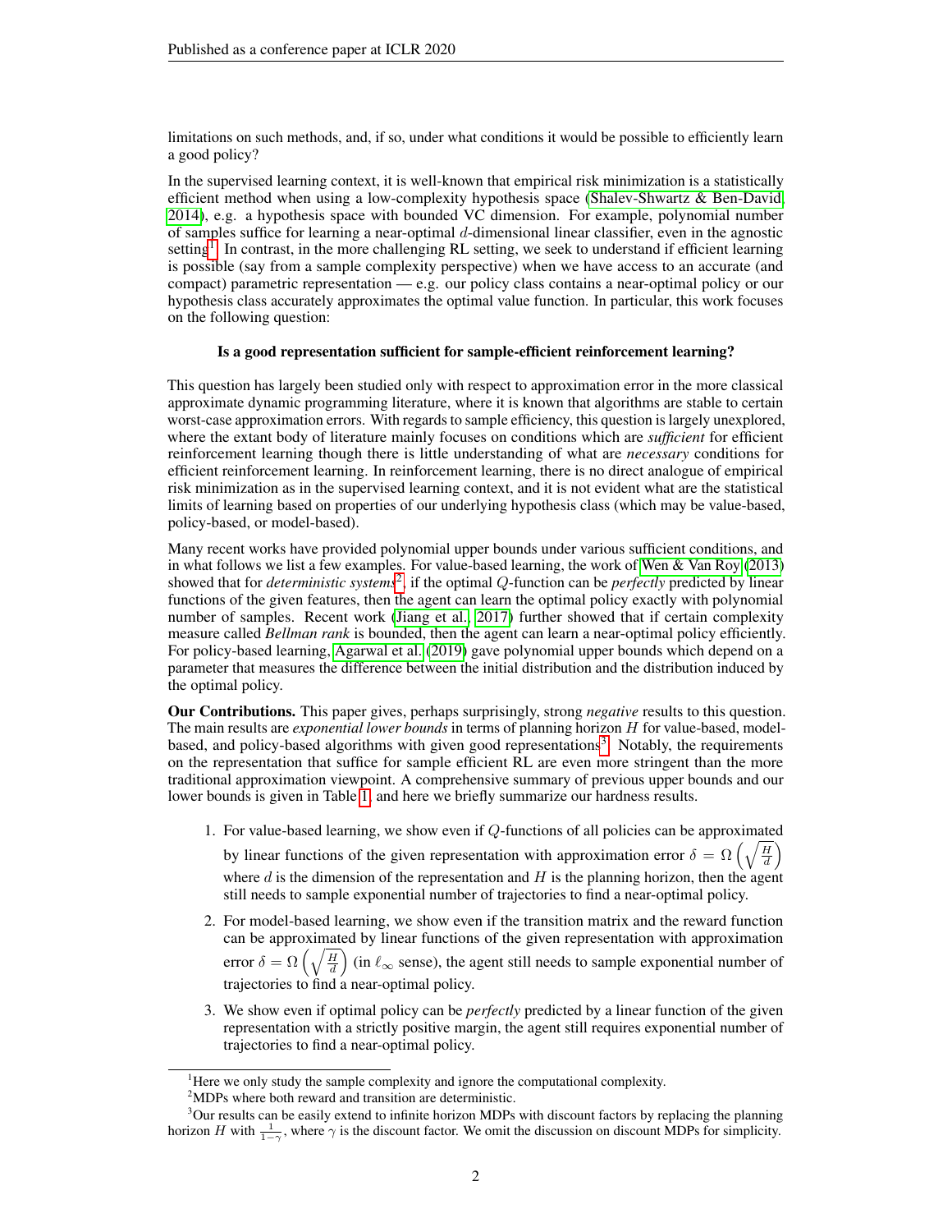limitations on such methods, and, if so, under what conditions it would be possible to efficiently learn a good policy?

In the supervised learning context, it is well-known that empirical risk minimization is a statistically efficient method when using a low-complexity hypothesis space (Shalev-Shwartz & Ben-David, 2014), e.g. a hypothesis space with bounded VC dimension. For example, polynomial number of samples suffice for learning a near-optimal $d$-dimensional linear classifier, even in the agnostic setting[1]. In contrast, in the more challenging RL setting, we seek to understand if efficient learning is possible (say from a sample complexity perspective) when we have access to an accurate (and compact) parametric representation — e.g. our policy class contains a near-optimal policy or our hypothesis class accurately approximates the optimal value function. In particular, this work focuses on the following question:

**Is a good representation sufficient for sample-efficient reinforcement learning?**

This question has largely been studied only with respect to approximation error in the more classical approximate dynamic programming literature, where it is known that algorithms are stable to certain worst-case approximation errors. With regards to sample efficiency, this question is largely unexplored, where the extant body of literature mainly focuses on conditions which are *sufficient* for efficient reinforcement learning though there is little understanding of what are *necessary* conditions for efficient reinforcement learning. In reinforcement learning, there is no direct analogue of empirical risk minimization as in the supervised learning context, and it is not evident what are the statistical limits of learning based on properties of our underlying hypothesis class (which may be value-based, policy-based, or model-based).

Many recent works have provided polynomial upper bounds under various sufficient conditions, and in what follows we list a few examples. For value-based learning, the work of Wen & Van Roy (2013) showed that for *deterministic systems*[2], if the optimal $Q$-function can be *perfectly* predicted by linear functions of the given features, then the agent can learn the optimal policy exactly with polynomial number of samples. Recent work (Jiang et al., 2017) further showed that if certain complexity measure called *Bellman rank* is bounded, then the agent can learn a near-optimal policy efficiently. For policy-based learning, Agarwal et al. (2019) gave polynomial upper bounds which depend on a parameter that measures the difference between the initial distribution and the distribution induced by the optimal policy.

**Our Contributions.** This paper gives, perhaps surprisingly, strong *negative* results to this question. The main results are *exponential lower bounds* in terms of planning horizon $H$ for value-based, model-based, and policy-based algorithms with given good representations[3]. Notably, the requirements on the representation that suffice for sample efficient RL are even more stringent than the more traditional approximation viewpoint. A comprehensive summary of previous upper bounds and our lower bounds is given in Table 1, and here we briefly summarize our hardness results.

1. For value-based learning, we show even if $Q$-functions of all policies can be approximated by linear functions of the given representation with approximation error $\delta = \Omega\left(\sqrt{\frac{H}{d}}\right)$ where $d$ is the dimension of the representation and $H$ is the planning horizon, then the agent still needs to sample exponential number of trajectories to find a near-optimal policy.
2. For model-based learning, we show even if the transition matrix and the reward function can be approximated by linear functions of the given representation with approximation error $\delta = \Omega\left(\sqrt{\frac{H}{d}}\right)$ (in $\ell_\infty$ sense), the agent still needs to sample exponential number of trajectories to find a near-optimal policy.
3. We show even if optimal policy can be *perfectly* predicted by a linear function of the given representation with a strictly positive margin, the agent still requires exponential number of trajectories to find a near-optimal policy.

[1]Here we only study the sample complexity and ignore the computational complexity.

[2]MDPs where both reward and transition are deterministic.

[3]Our results can be easily extend to infinite horizon MDPs with discount factors by replacing the planning horizon $H$ with $\frac{1}{1-\gamma}$, where $\gamma$ is the discount factor. We omit the discussion on discount MDPs for simplicity.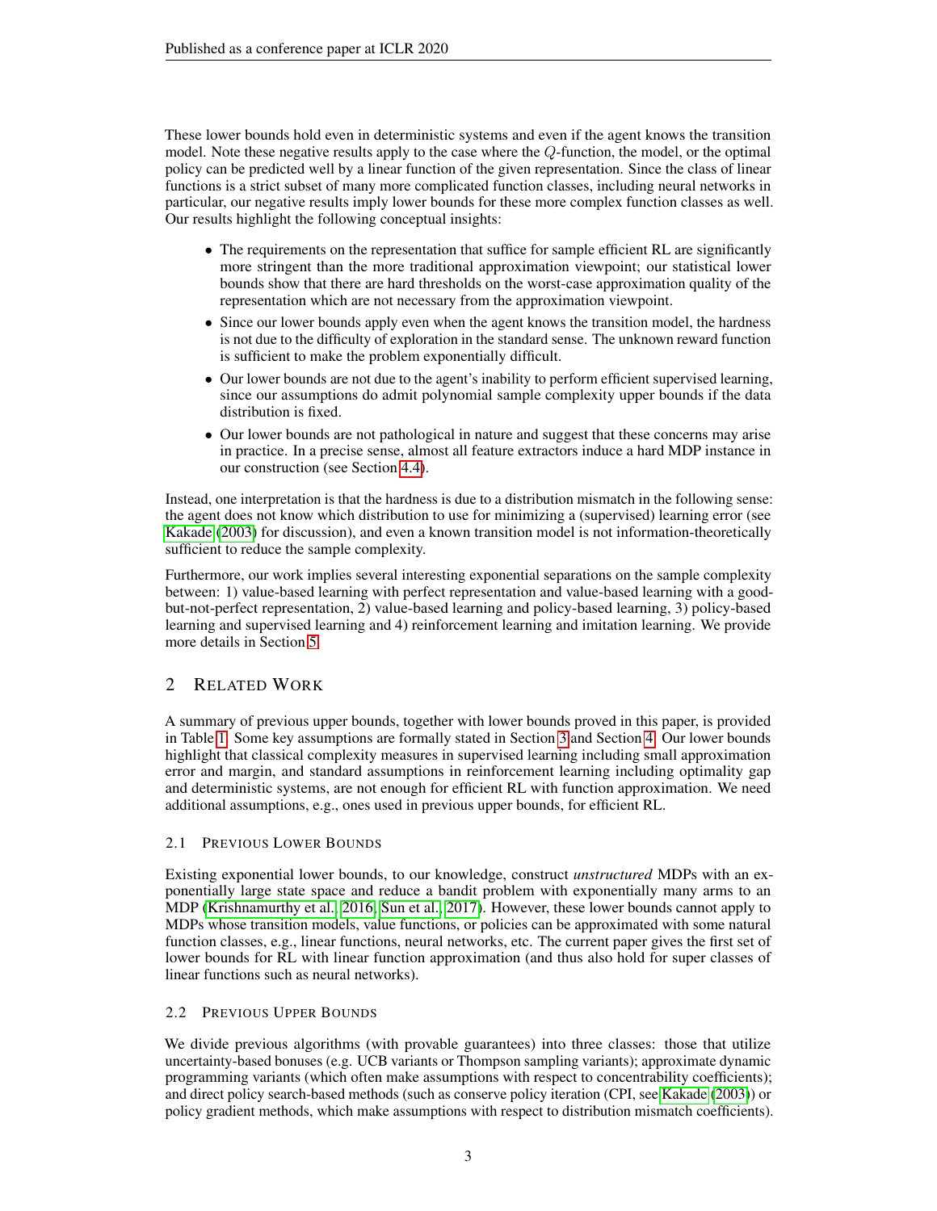These lower bounds hold even in deterministic systems and even if the agent knows the transition model. Note these negative results apply to the case where the $Q$-function, the model, or the optimal policy can be predicted well by a linear function of the given representation. Since the class of linear functions is a strict subset of many more complicated function classes, including neural networks in particular, our negative results imply lower bounds for these more complex function classes as well. Our results highlight the following conceptual insights:

- The requirements on the representation that suffice for sample efficient RL are significantly more stringent than the more traditional approximation viewpoint; our statistical lower bounds show that there are hard thresholds on the worst-case approximation quality of the representation which are not necessary from the approximation viewpoint.
- Since our lower bounds apply even when the agent knows the transition model, the hardness is not due to the difficulty of exploration in the standard sense. The unknown reward function is sufficient to make the problem exponentially difficult.
- Our lower bounds are not due to the agent's inability to perform efficient supervised learning, since our assumptions do admit polynomial sample complexity upper bounds if the data distribution is fixed.
- Our lower bounds are not pathological in nature and suggest that these concerns may arise in practice. In a precise sense, almost all feature extractors induce a hard MDP instance in our construction (see Section 4.4).

Instead, one interpretation is that the hardness is due to a distribution mismatch in the following sense: the agent does not know which distribution to use for minimizing a (supervised) learning error (see Kakade (2003) for discussion), and even a known transition model is not information-theoretically sufficient to reduce the sample complexity.

Furthermore, our work implies several interesting exponential separations on the sample complexity between: 1) value-based learning with perfect representation and value-based learning with a good-but-not-perfect representation, 2) value-based learning and policy-based learning, 3) policy-based learning and supervised learning and 4) reinforcement learning and imitation learning. We provide more details in Section 5.

## 2 Related Work

A summary of previous upper bounds, together with lower bounds proved in this paper, is provided in Table 1. Some key assumptions are formally stated in Section 3 and Section 4. Our lower bounds highlight that classical complexity measures in supervised learning including small approximation error and margin, and standard assumptions in reinforcement learning including optimality gap and deterministic systems, are not enough for efficient RL with function approximation. We need additional assumptions, e.g., ones used in previous upper bounds, for efficient RL.

### 2.1 Previous Lower Bounds

Existing exponential lower bounds, to our knowledge, construct *unstructured* MDPs with an exponentially large state space and reduce a bandit problem with exponentially many arms to an MDP (Krishnamurthy et al., 2016; Sun et al., 2017). However, these lower bounds cannot apply to MDPs whose transition models, value functions, or policies can be approximated with some natural function classes, e.g., linear functions, neural networks, etc. The current paper gives the first set of lower bounds for RL with linear function approximation (and thus also hold for super classes of linear functions such as neural networks).

### 2.2 Previous Upper Bounds

We divide previous algorithms (with provable guarantees) into three classes: those that utilize uncertainty-based bonuses (e.g. UCB variants or Thompson sampling variants); approximate dynamic programming variants (which often make assumptions with respect to concentrability coefficients); and direct policy search-based methods (such as conserve policy iteration (CPI, see Kakade (2003)) or policy gradient methods, which make assumptions with respect to distribution mismatch coefficients).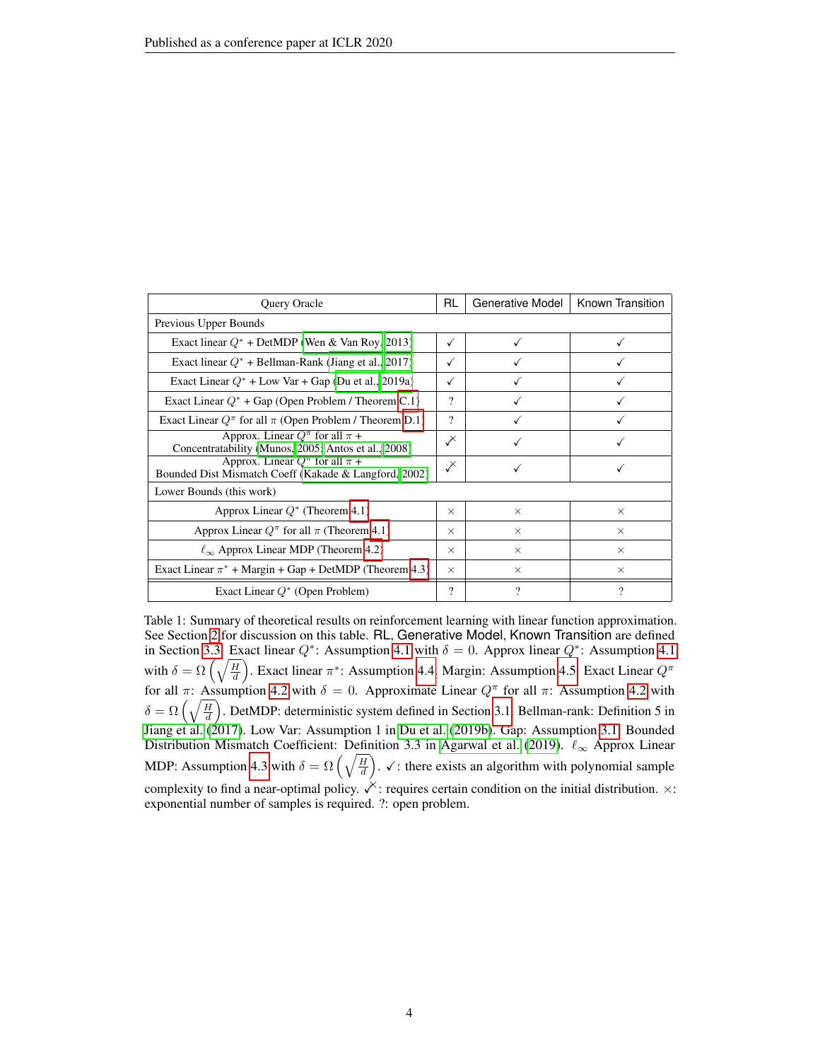| Query Oracle | RL | Generative Model | Known Transition |
|---|---|---|---|
| Previous Upper Bounds | | | |
| Exact linear $Q^*$ + DetMDP (Wen & Van Roy, 2013) | ✓ | ✓ | ✓ |
| Exact linear $Q^*$ + Bellman-Rank (Jiang et al., 2017) | ✓ | ✓ | ✓ |
| Exact Linear $Q^*$ + Low Var + Gap (Du et al., 2019a) | ✓ | ✓ | ✓ |
| Exact Linear $Q^*$ + Gap (Open Problem / Theorem C.1) | ? | ✓ | ✓ |
| Exact Linear $Q^\pi$ for all $\pi$ (Open Problem / Theorem D.1) | ? | ✓ | ✓ |
| Approx. Linear $Q^\pi$ for all $\pi$ + Concentratability (Munos, 2005; Antos et al., 2008) | ✓̸ | ✓ | ✓ |
| Approx. Linear $Q^\pi$ for all $\pi$ + Bounded Dist Mismatch Coeff (Kakade & Langford, 2002) | ✓̸ | ✓ | ✓ |
| Lower Bounds (this work) | | | |
| Approx Linear $Q^*$ (Theorem 4.1) | × | × | × |
| Approx Linear $Q^\pi$ for all $\pi$ (Theorem 4.1) | × | × | × |
| $\ell_\infty$ Approx Linear MDP (Theorem 4.2) | × | × | × |
| Exact Linear $\pi^*$ + Margin + Gap + DetMDP (Theorem 4.3) | × | × | × |
| Exact Linear $Q^*$ (Open Problem) | ? | ? | ? |

Table 1: Summary of theoretical results on reinforcement learning with linear function approximation. See Section 2 for discussion on this table. RL, Generative Model, Known Transition are defined in Section 3.3. Exact linear $Q^*$: Assumption 4.1 with $\delta = 0$. Approx linear $Q^*$: Assumption 4.1 with $\delta = \Omega\left(\sqrt{\frac{H}{d}}\right)$. Exact linear $\pi^*$: Assumption 4.4. Margin: Assumption 4.5. Exact Linear $Q^\pi$ for all $\pi$: Assumption 4.2 with $\delta = 0$. Approximate Linear $Q^\pi$ for all $\pi$: Assumption 4.2 with $\delta = \Omega\left(\sqrt{\frac{H}{d}}\right)$. DetMDP: deterministic system defined in Section 3.1. Bellman-rank: Definition 5 in Jiang et al. (2017). Low Var: Assumption 1 in Du et al. (2019b). Gap: Assumption 3.1. Bounded Distribution Mismatch Coefficient: Definition 3.3 in Agarwal et al. (2019). $\ell_\infty$ Approx Linear MDP: Assumption 4.3 with $\delta = \Omega\left(\sqrt{\frac{H}{d}}\right)$. ✓: there exists an algorithm with polynomial sample complexity to find a near-optimal policy. ✓̸: requires certain condition on the initial distribution. ×: exponential number of samples is required. ?: open problem.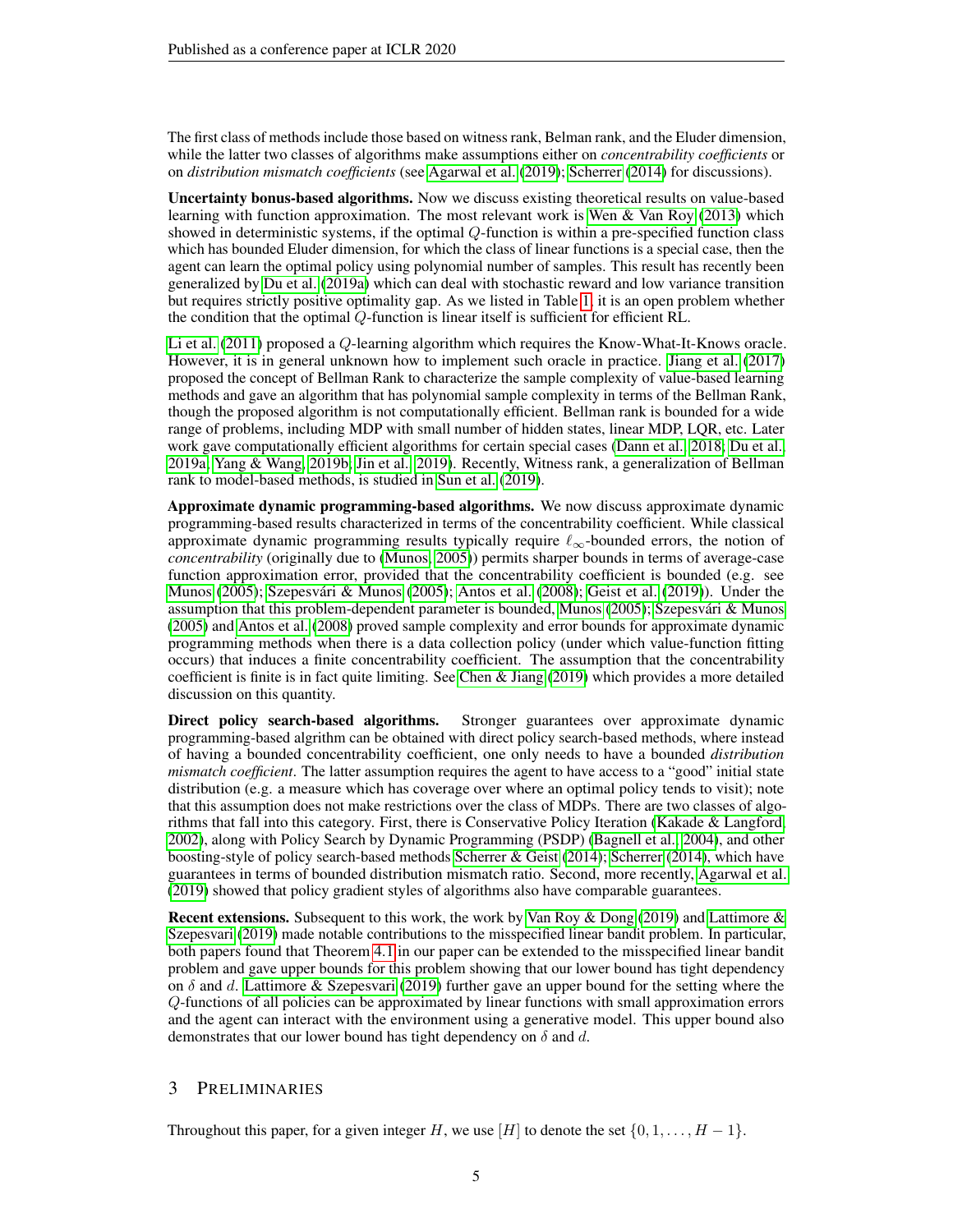The first class of methods include those based on witness rank, Belman rank, and the Eluder dimension, while the latter two classes of algorithms make assumptions either on *concentrability coefficients* or on *distribution mismatch coefficients* (see Agarwal et al. (2019); Scherrer (2014) for discussions).

**Uncertainty bonus-based algorithms.** Now we discuss existing theoretical results on value-based learning with function approximation. The most relevant work is Wen & Van Roy (2013) which showed in deterministic systems, if the optimal $Q$-function is within a pre-specified function class which has bounded Eluder dimension, for which the class of linear functions is a special case, then the agent can learn the optimal policy using polynomial number of samples. This result has recently been generalized by Du et al. (2019a) which can deal with stochastic reward and low variance transition but requires strictly positive optimality gap. As we listed in Table 1, it is an open problem whether the condition that the optimal $Q$-function is linear itself is sufficient for efficient RL.

Li et al. (2011) proposed a $Q$-learning algorithm which requires the Know-What-It-Knows oracle. However, it is in general unknown how to implement such oracle in practice. Jiang et al. (2017) proposed the concept of Bellman Rank to characterize the sample complexity of value-based learning methods and gave an algorithm that has polynomial sample complexity in terms of the Bellman Rank, though the proposed algorithm is not computationally efficient. Bellman rank is bounded for a wide range of problems, including MDP with small number of hidden states, linear MDP, LQR, etc. Later work gave computationally efficient algorithms for certain special cases (Dann et al., 2018; Du et al., 2019a; Yang & Wang, 2019b; Jin et al., 2019). Recently, Witness rank, a generalization of Bellman rank to model-based methods, is studied in Sun et al. (2019).

**Approximate dynamic programming-based algorithms.** We now discuss approximate dynamic programming-based results characterized in terms of the concentrability coefficient. While classical approximate dynamic programming results typically require $\ell_\infty$-bounded errors, the notion of *concentrability* (originally due to (Munos, 2005)) permits sharper bounds in terms of average-case function approximation error, provided that the concentrability coefficient is bounded (e.g. see Munos (2005); Szepesvári & Munos (2005); Antos et al. (2008); Geist et al. (2019)). Under the assumption that this problem-dependent parameter is bounded, Munos (2005); Szepesvári & Munos (2005) and Antos et al. (2008) proved sample complexity and error bounds for approximate dynamic programming methods when there is a data collection policy (under which value-function fitting occurs) that induces a finite concentrability coefficient. The assumption that the concentrability coefficient is finite is in fact quite limiting. See Chen & Jiang (2019) which provides a more detailed discussion on this quantity.

**Direct policy search-based algorithms.** Stronger guarantees over approximate dynamic programming-based algrithm can be obtained with direct policy search-based methods, where instead of having a bounded concentrability coefficient, one only needs to have a bounded *distribution mismatch coefficient*. The latter assumption requires the agent to have access to a "good" initial state distribution (e.g. a measure which has coverage over where an optimal policy tends to visit); note that this assumption does not make restrictions over the class of MDPs. There are two classes of algorithms that fall into this category. First, there is Conservative Policy Iteration (Kakade & Langford, 2002), along with Policy Search by Dynamic Programming (PSDP) (Bagnell et al., 2004), and other boosting-style of policy search-based methods Scherrer & Geist (2014); Scherrer (2014), which have guarantees in terms of bounded distribution mismatch ratio. Second, more recently, Agarwal et al. (2019) showed that policy gradient styles of algorithms also have comparable guarantees.

**Recent extensions.** Subsequent to this work, the work by Van Roy & Dong (2019) and Lattimore & Szepesvari (2019) made notable contributions to the misspecified linear bandit problem. In particular, both papers found that Theorem 4.1 in our paper can be extended to the misspecified linear bandit problem and gave upper bounds for this problem showing that our lower bound has tight dependency on $\delta$ and $d$. Lattimore & Szepesvari (2019) further gave an upper bound for the setting where the $Q$-functions of all policies can be approximated by linear functions with small approximation errors and the agent can interact with the environment using a generative model. This upper bound also demonstrates that our lower bound has tight dependency on $\delta$ and $d$.

## 3 Preliminaries

Throughout this paper, for a given integer $H$, we use $[H]$ to denote the set $\{0, 1, \ldots, H-1\}$.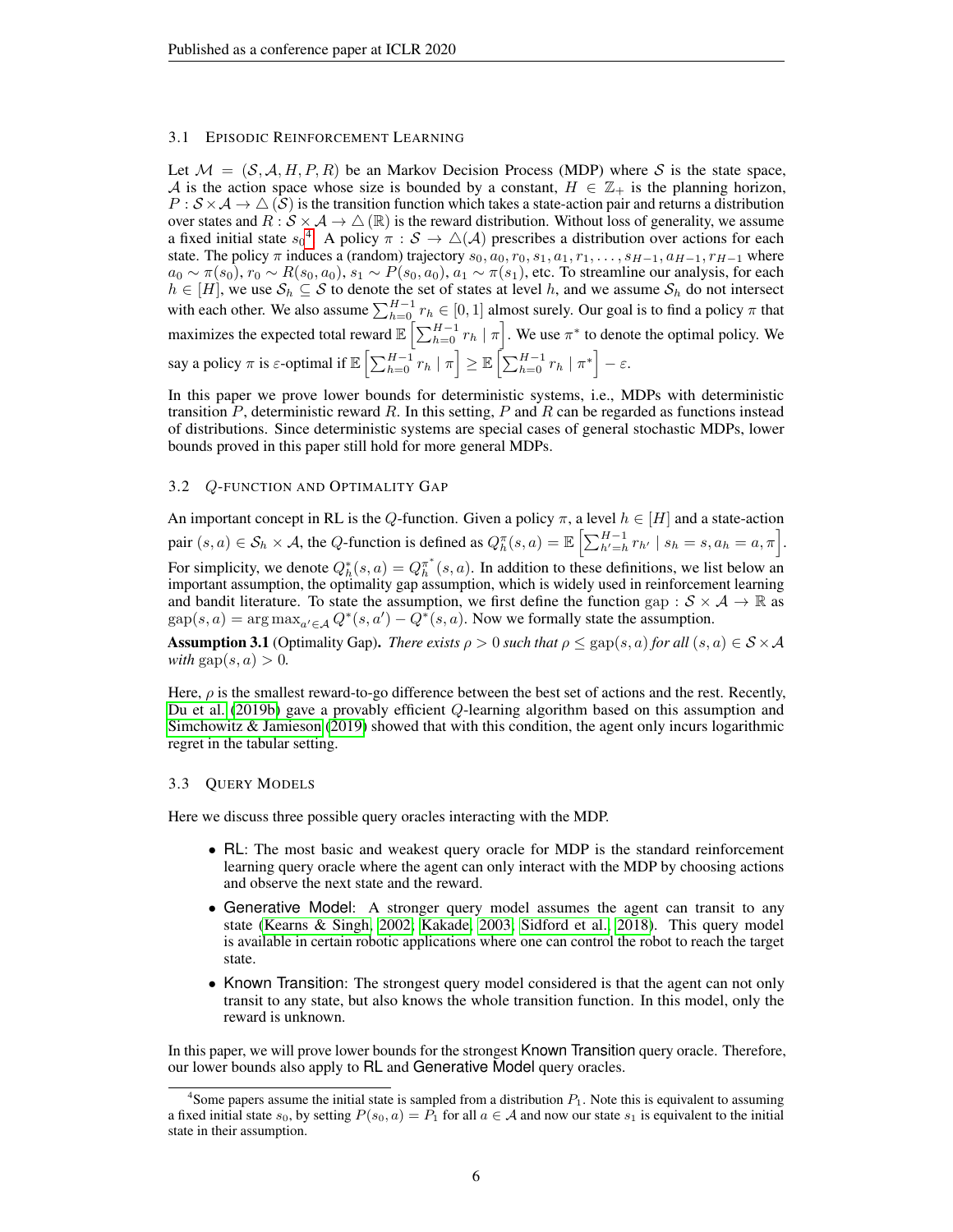### 3.1 Episodic Reinforcement Learning

Let $\mathcal{M} = (\mathcal{S}, \mathcal{A}, H, P, R)$ be an Markov Decision Process (MDP) where $\mathcal{S}$ is the state space, $\mathcal{A}$ is the action space whose size is bounded by a constant, $H \in \mathbb{Z}_+$ is the planning horizon, $P : \mathcal{S} \times \mathcal{A} \to \triangle(\mathcal{S})$ is the transition function which takes a state-action pair and returns a distribution over states and $R : \mathcal{S} \times \mathcal{A} \to \triangle(\mathbb{R})$ is the reward distribution. Without loss of generality, we assume a fixed initial state $s_0$[4]. A policy $\pi : \mathcal{S} \to \triangle(\mathcal{A})$ prescribes a distribution over actions for each state. The policy $\pi$ induces a (random) trajectory $s_0, a_0, r_0, s_1, a_1, r_1, \ldots, s_{H-1}, a_{H-1}, r_{H-1}$ where $a_0 \sim \pi(s_0)$, $r_0 \sim R(s_0, a_0)$, $s_1 \sim P(s_0, a_0)$, $a_1 \sim \pi(s_1)$, etc. To streamline our analysis, for each $h \in [H]$, we use $\mathcal{S}_h \subseteq \mathcal{S}$ to denote the set of states at level $h$, and we assume $\mathcal{S}_h$ do not intersect with each other. We also assume $\sum_{h=0}^{H-1} r_h \in [0, 1]$ almost surely. Our goal is to find a policy $\pi$ that maximizes the expected total reward $\mathbb{E}\left[\sum_{h=0}^{H-1} r_h \mid \pi\right]$. We use $\pi^*$ to denote the optimal policy. We say a policy $\pi$ is $\varepsilon$-optimal if $\mathbb{E}\left[\sum_{h=0}^{H-1} r_h \mid \pi\right] \geq \mathbb{E}\left[\sum_{h=0}^{H-1} r_h \mid \pi^*\right] - \varepsilon$.

In this paper we prove lower bounds for deterministic systems, i.e., MDPs with deterministic transition $P$, deterministic reward $R$. In this setting, $P$ and $R$ can be regarded as functions instead of distributions. Since deterministic systems are special cases of general stochastic MDPs, lower bounds proved in this paper still hold for more general MDPs.

### 3.2 $Q$-function and Optimality Gap

An important concept in RL is the $Q$-function. Given a policy $\pi$, a level $h \in [H]$ and a state-action pair $(s, a) \in \mathcal{S}_h \times \mathcal{A}$, the $Q$-function is defined as $Q_h^\pi(s, a) = \mathbb{E}\left[\sum_{h'=h}^{H-1} r_{h'} \mid s_h = s, a_h = a, \pi\right]$. For simplicity, we denote $Q_h^*(s, a) = Q_h^{\pi^*}(s, a)$. In addition to these definitions, we list below an important assumption, the optimality gap assumption, which is widely used in reinforcement learning and bandit literature. To state the assumption, we first define the function $\text{gap} : \mathcal{S} \times \mathcal{A} \to \mathbb{R}$ as $\text{gap}(s, a) = \arg\max_{a' \in \mathcal{A}} Q^*(s, a') - Q^*(s, a)$. Now we formally state the assumption.

**Assumption 3.1** (Optimality Gap). *There exists $\rho > 0$ such that $\rho \leq \text{gap}(s, a)$ for all $(s, a) \in \mathcal{S} \times \mathcal{A}$ with $\text{gap}(s, a) > 0$.*

Here, $\rho$ is the smallest reward-to-go difference between the best set of actions and the rest. Recently, Du et al. (2019b) gave a provably efficient $Q$-learning algorithm based on this assumption and Simchowitz & Jamieson (2019) showed that with this condition, the agent only incurs logarithmic regret in the tabular setting.

### 3.3 Query Models

Here we discuss three possible query oracles interacting with the MDP.

- RL: The most basic and weakest query oracle for MDP is the standard reinforcement learning query oracle where the agent can only interact with the MDP by choosing actions and observe the next state and the reward.
- Generative Model: A stronger query model assumes the agent can transit to any state (Kearns & Singh, 2002; Kakade, 2003; Sidford et al., 2018). This query model is available in certain robotic applications where one can control the robot to reach the target state.
- Known Transition: The strongest query model considered is that the agent can not only transit to any state, but also knows the whole transition function. In this model, only the reward is unknown.

In this paper, we will prove lower bounds for the strongest Known Transition query oracle. Therefore, our lower bounds also apply to RL and Generative Model query oracles.

[4] Some papers assume the initial state is sampled from a distribution $P_1$. Note this is equivalent to assuming a fixed initial state $s_0$, by setting $P(s_0, a) = P_1$ for all $a \in \mathcal{A}$ and now our state $s_1$ is equivalent to the initial state in their assumption.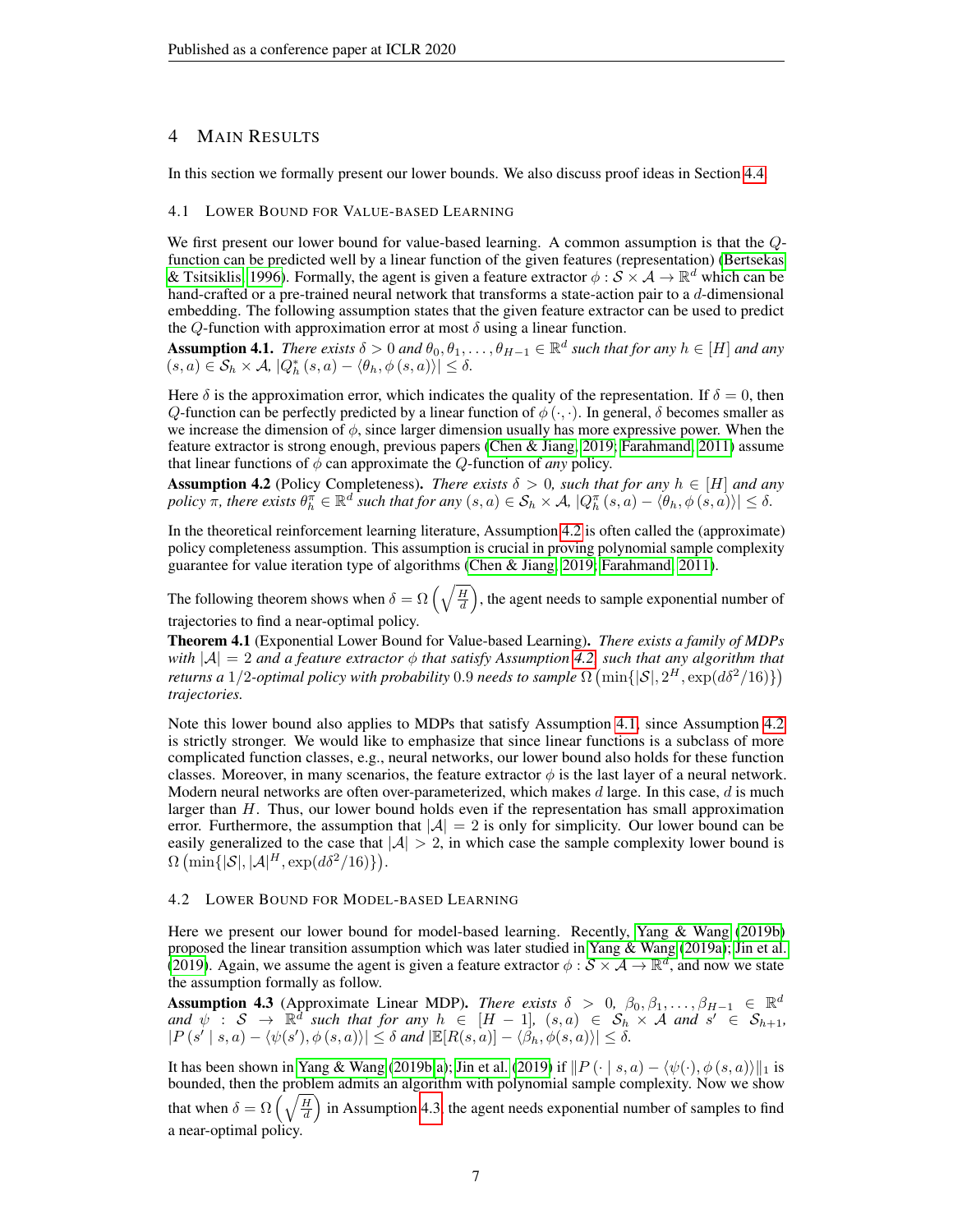## 4 Main Results

In this section we formally present our lower bounds. We also discuss proof ideas in Section 4.4.

### 4.1 Lower Bound for Value-based Learning

We first present our lower bound for value-based learning. A common assumption is that the $Q$-function can be predicted well by a linear function of the given features (representation) (Bertsekas & Tsitsiklis, 1996). Formally, the agent is given a feature extractor $\phi : \mathcal{S} \times \mathcal{A} \to \mathbb{R}^d$ which can be hand-crafted or a pre-trained neural network that transforms a state-action pair to a $d$-dimensional embedding. The following assumption states that the given feature extractor can be used to predict the $Q$-function with approximation error at most $\delta$ using a linear function.

**Assumption 4.1.** *There exists $\delta > 0$ and $\theta_0, \theta_1, \ldots, \theta_{H-1} \in \mathbb{R}^d$ such that for any $h \in [H]$ and any $(s, a) \in \mathcal{S}_h \times \mathcal{A}$, $|Q_h^*(s, a) - \langle \theta_h, \phi(s, a) \rangle| \leq \delta$.*

Here $\delta$ is the approximation error, which indicates the quality of the representation. If $\delta = 0$, then $Q$-function can be perfectly predicted by a linear function of $\phi(\cdot, \cdot)$. In general, $\delta$ becomes smaller as we increase the dimension of $\phi$, since larger dimension usually has more expressive power. When the feature extractor is strong enough, previous papers (Chen & Jiang, 2019; Farahmand, 2011) assume that linear functions of $\phi$ can approximate the $Q$-function of *any* policy.

**Assumption 4.2** (Policy Completeness)**.** *There exists $\delta > 0$, such that for any $h \in [H]$ and any policy $\pi$, there exists $\theta_h^\pi \in \mathbb{R}^d$ such that for any $(s, a) \in \mathcal{S}_h \times \mathcal{A}$, $|Q_h^\pi(s, a) - \langle \theta_h, \phi(s, a) \rangle| \leq \delta$.*

In the theoretical reinforcement learning literature, Assumption 4.2 is often called the (approximate) policy completeness assumption. This assumption is crucial in proving polynomial sample complexity guarantee for value iteration type of algorithms (Chen & Jiang, 2019; Farahmand, 2011).

The following theorem shows when $\delta = \Omega\left(\sqrt{\frac{H}{d}}\right)$, the agent needs to sample exponential number of trajectories to find a near-optimal policy.

**Theorem 4.1** (Exponential Lower Bound for Value-based Learning)**.** *There exists a family of MDPs with $|\mathcal{A}| = 2$ and a feature extractor $\phi$ that satisfy Assumption 4.2, such that any algorithm that returns a $1/2$-optimal policy with probability $0.9$ needs to sample $\Omega\left(\min\{|\mathcal{S}|, 2^H, \exp(d\delta^2/16)\}\right)$ trajectories.*

Note this lower bound also applies to MDPs that satisfy Assumption 4.1, since Assumption 4.2 is strictly stronger. We would like to emphasize that since linear functions is a subclass of more complicated function classes, e.g., neural networks, our lower bound also holds for these function classes. Moreover, in many scenarios, the feature extractor $\phi$ is the last layer of a neural network. Modern neural networks are often over-parameterized, which makes $d$ large. In this case, $d$ is much larger than $H$. Thus, our lower bound holds even if the representation has small approximation error. Furthermore, the assumption that $|\mathcal{A}| = 2$ is only for simplicity. Our lower bound can be easily generalized to the case that $|\mathcal{A}| > 2$, in which case the sample complexity lower bound is $\Omega\left(\min\{|\mathcal{S}|, |\mathcal{A}|^H, \exp(d\delta^2/16)\}\right)$.

### 4.2 Lower Bound for Model-based Learning

Here we present our lower bound for model-based learning. Recently, Yang & Wang (2019b) proposed the linear transition assumption which was later studied in Yang & Wang (2019a); Jin et al. (2019). Again, we assume the agent is given a feature extractor $\phi : \mathcal{S} \times \mathcal{A} \to \mathbb{R}^d$, and now we state the assumption formally as follow.

**Assumption 4.3** (Approximate Linear MDP)**.** *There exists $\delta > 0$, $\beta_0, \beta_1, \ldots, \beta_{H-1} \in \mathbb{R}^d$ and $\psi : \mathcal{S} \to \mathbb{R}^d$ such that for any $h \in [H-1]$, $(s, a) \in \mathcal{S}_h \times \mathcal{A}$ and $s' \in \mathcal{S}_{h+1}$, $|P(s' \mid s, a) - \langle \psi(s'), \phi(s, a) \rangle| \leq \delta$ and $|\mathbb{E}[R(s, a)] - \langle \beta_h, \phi(s, a) \rangle| \leq \delta$.*

It has been shown in Yang & Wang (2019b;a); Jin et al. (2019) if $\|P(\cdot \mid s, a) - \langle \psi(\cdot), \phi(s, a) \rangle\|_1$ is bounded, then the problem admits an algorithm with polynomial sample complexity. Now we show that when $\delta = \Omega\left(\sqrt{\frac{H}{d}}\right)$ in Assumption 4.3, the agent needs exponential number of samples to find a near-optimal policy.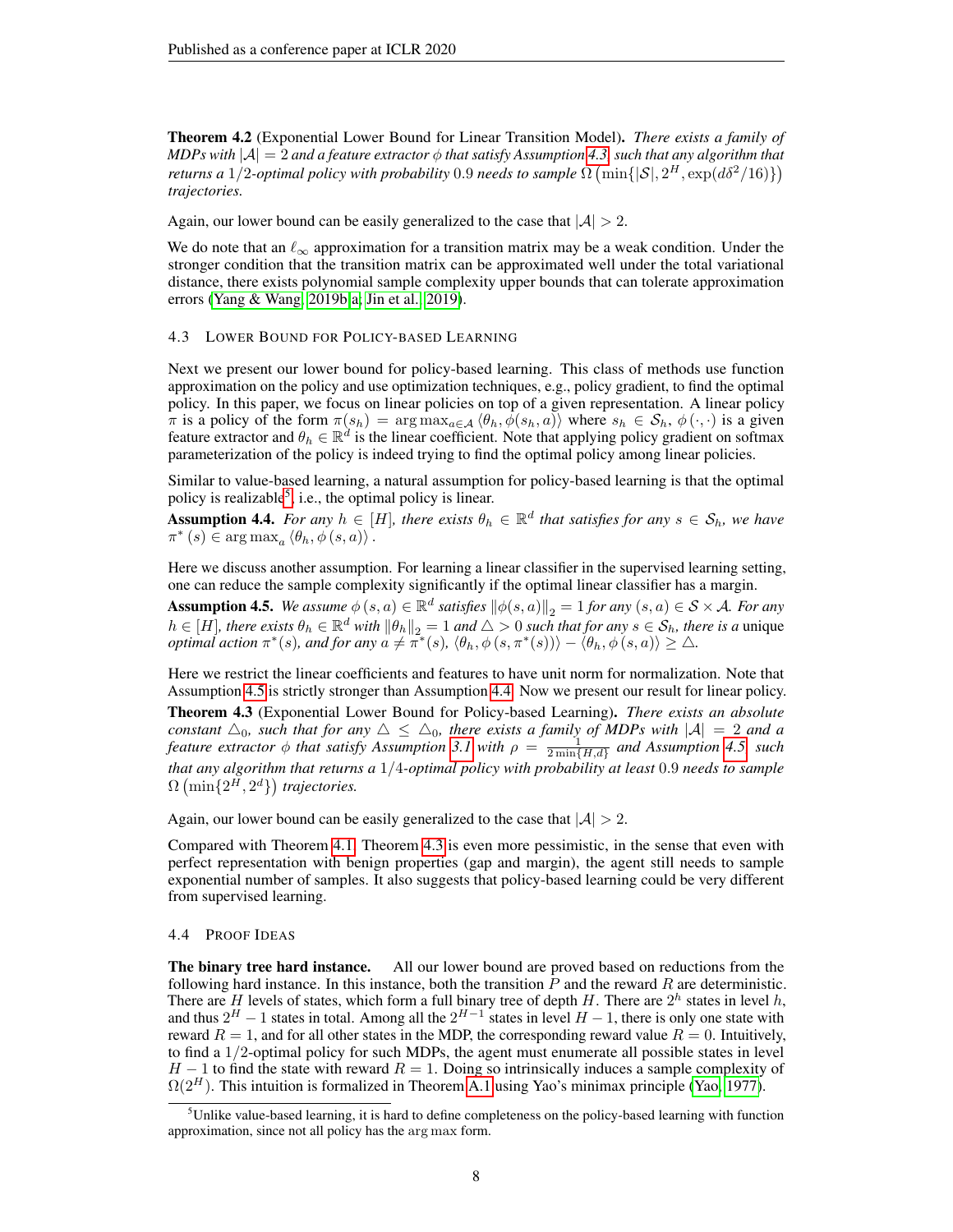**Theorem 4.2** (Exponential Lower Bound for Linear Transition Model). *There exists a family of MDPs with $|\mathcal{A}| = 2$ and a feature extractor $\phi$ that satisfy Assumption 4.3, such that any algorithm that returns a $1/2$-optimal policy with probability $0.9$ needs to sample $\Omega\left(\min\{|\mathcal{S}|, 2^H, \exp(d\delta^2/16)\}\right)$ trajectories.*

Again, our lower bound can be easily generalized to the case that $|\mathcal{A}| > 2$.

We do note that an $\ell_\infty$ approximation for a transition matrix may be a weak condition. Under the stronger condition that the transition matrix can be approximated well under the total variational distance, there exists polynomial sample complexity upper bounds that can tolerate approximation errors (Yang & Wang, 2019b;a; Jin et al., 2019).

### 4.3 Lower Bound for Policy-based Learning

Next we present our lower bound for policy-based learning. This class of methods use function approximation on the policy and use optimization techniques, e.g., policy gradient, to find the optimal policy. In this paper, we focus on linear policies on top of a given representation. A linear policy $\pi$ is a policy of the form $\pi(s_h) = \arg\max_{a \in \mathcal{A}} \langle \theta_h, \phi(s_h, a) \rangle$ where $s_h \in \mathcal{S}_h$, $\phi(\cdot, \cdot)$ is a given feature extractor and $\theta_h \in \mathbb{R}^d$ is the linear coefficient. Note that applying policy gradient on softmax parameterization of the policy is indeed trying to find the optimal policy among linear policies.

Similar to value-based learning, a natural assumption for policy-based learning is that the optimal policy is realizable[5], i.e., the optimal policy is linear.

**Assumption 4.4.** *For any $h \in [H]$, there exists $\theta_h \in \mathbb{R}^d$ that satisfies for any $s \in \mathcal{S}_h$, we have $\pi^*(s) \in \arg\max_a \langle \theta_h, \phi(s, a) \rangle$.*

Here we discuss another assumption. For learning a linear classifier in the supervised learning setting, one can reduce the sample complexity significantly if the optimal linear classifier has a margin.

**Assumption 4.5.** *We assume $\phi(s, a) \in \mathbb{R}^d$ satisfies $\|\phi(s, a)\|_2 = 1$ for any $(s, a) \in \mathcal{S} \times \mathcal{A}$. For any $h \in [H]$, there exists $\theta_h \in \mathbb{R}^d$ with $\|\theta_h\|_2 = 1$ and $\triangle > 0$ such that for any $s \in \mathcal{S}_h$, there is a unique optimal action $\pi^*(s)$, and for any $a \neq \pi^*(s)$, $\langle \theta_h, \phi(s, \pi^*(s)) \rangle - \langle \theta_h, \phi(s, a) \rangle \geq \triangle$.*

Here we restrict the linear coefficients and features to have unit norm for normalization. Note that Assumption 4.5 is strictly stronger than Assumption 4.4. Now we present our result for linear policy.

**Theorem 4.3** (Exponential Lower Bound for Policy-based Learning). *There exists an absolute constant $\triangle_0$, such that for any $\triangle \leq \triangle_0$, there exists a family of MDPs with $|\mathcal{A}| = 2$ and a feature extractor $\phi$ that satisfy Assumption 3.1 with $\rho = \frac{1}{2\min\{H,d\}}$ and Assumption 4.5, such that any algorithm that returns a $1/4$-optimal policy with probability at least $0.9$ needs to sample $\Omega\left(\min\{2^H, 2^d\}\right)$ trajectories.*

Again, our lower bound can be easily generalized to the case that $|\mathcal{A}| > 2$.

Compared with Theorem 4.1, Theorem 4.3 is even more pessimistic, in the sense that even with perfect representation with benign properties (gap and margin), the agent still needs to sample exponential number of samples. It also suggests that policy-based learning could be very different from supervised learning.

### 4.4 Proof Ideas

**The binary tree hard instance.** All our lower bound are proved based on reductions from the following hard instance. In this instance, both the transition $P$ and the reward $R$ are deterministic. There are $H$ levels of states, which form a full binary tree of depth $H$. There are $2^h$ states in level $h$, and thus $2^H - 1$ states in total. Among all the $2^{H-1}$ states in level $H - 1$, there is only one state with reward $R = 1$, and for all other states in the MDP, the corresponding reward value $R = 0$. Intuitively, to find a $1/2$-optimal policy for such MDPs, the agent must enumerate all possible states in level $H - 1$ to find the state with reward $R = 1$. Doing so intrinsically induces a sample complexity of $\Omega(2^H)$. This intuition is formalized in Theorem A.1 using Yao's minimax principle (Yao, 1977).

[5] Unlike value-based learning, it is hard to define completeness on the policy-based learning with function approximation, since not all policy has the $\arg\max$ form.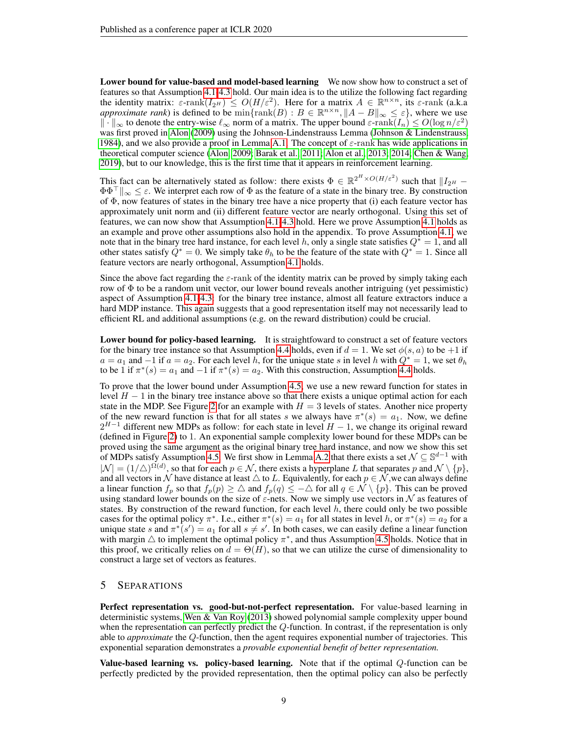**Lower bound for value-based and model-based learning** We now show how to construct a set of features so that Assumption 4.1-4.3 hold. Our main idea is to the utilize the following fact regarding the identity matrix: $\varepsilon\text{-rank}(I_{2^H}) \leq O(H/\varepsilon^2)$. Here for a matrix $A \in \mathbb{R}^{n \times n}$, its $\varepsilon$-rank (a.k.a *approximate rank*) is defined to be $\min\{\text{rank}(B) : B \in \mathbb{R}^{n \times n}, \|A - B\|_\infty \leq \varepsilon\}$, where we use $\|\cdot\|_\infty$ to denote the entry-wise $\ell_\infty$ norm of a matrix. The upper bound $\varepsilon\text{-rank}(I_n) \leq O(\log n/\varepsilon^2)$ was first proved in Alon (2009) using the Johnson-Lindenstrauss Lemma (Johnson & Lindenstrauss, 1984), and we also provide a proof in Lemma A.1. The concept of $\varepsilon$-rank has wide applications in theoretical computer science (Alon, 2009; Barak et al., 2011; Alon et al., 2013; 2014; Chen & Wang, 2019), but to our knowledge, this is the first time that it appears in reinforcement learning.

This fact can be alternatively stated as follow: there exists $\Phi \in \mathbb{R}^{2^H \times O(H/\varepsilon^2)}$ such that $\|I_{2^H} - \Phi\Phi^\top\|_\infty \leq \varepsilon$. We interpret each row of $\Phi$ as the feature of a state in the binary tree. By construction of $\Phi$, now features of states in the binary tree have a nice property that (i) each feature vector has approximately unit norm and (ii) different feature vector are nearly orthogonal. Using this set of features, we can now show that Assumption 4.1-4.3 hold. Here we prove Assumption 4.1 holds as an example and prove other assumptions also hold in the appendix. To prove Assumption 4.1, we note that in the binary tree hard instance, for each level $h$, only a single state satisfies $Q^* = 1$, and all other states satisfy $Q^* = 0$. We simply take $\theta_h$ to be the feature of the state with $Q^* = 1$. Since all feature vectors are nearly orthogonal, Assumption 4.1 holds.

Since the above fact regarding the $\varepsilon$-rank of the identity matrix can be proved by simply taking each row of $\Phi$ to be a random unit vector, our lower bound reveals another intriguing (yet pessimistic) aspect of Assumption 4.1-4.3: for the binary tree instance, almost all feature extractors induce a hard MDP instance. This again suggests that a good representation itself may not necessarily lead to efficient RL and additional assumptions (e.g. on the reward distribution) could be crucial.

**Lower bound for policy-based learning.** It is straightfoward to construct a set of feature vectors for the binary tree instance so that Assumption 4.4 holds, even if $d = 1$. We set $\phi(s, a)$ to be $+1$ if $a = a_1$ and $-1$ if $a = a_2$. For each level $h$, for the unique state $s$ in level $h$ with $Q^* = 1$, we set $\theta_h$ to be 1 if $\pi^*(s) = a_1$ and $-1$ if $\pi^*(s) = a_2$. With this construction, Assumption 4.4 holds.

To prove that the lower bound under Assumption 4.5, we use a new reward function for states in level $H - 1$ in the binary tree instance above so that there exists a unique optimal action for each state in the MDP. See Figure 2 for an example with $H = 3$ levels of states. Another nice property of the new reward function is that for all states $s$ we always have $\pi^*(s) = a_1$. Now, we define $2^{H-1}$ different new MDPs as follow: for each state in level $H - 1$, we change its original reward (defined in Figure 2) to 1. An exponential sample complexity lower bound for these MDPs can be proved using the same argument as the original binary tree hard instance, and now we show this set of MDPs satisfy Assumption 4.5. We first show in Lemma A.2 that there exists a set $\mathcal{N} \subseteq \mathbb{S}^{d-1}$ with $|\mathcal{N}| = (1/\triangle)^{\Omega(d)}$, so that for each $p \in \mathcal{N}$, there exists a hyperplane $L$ that separates $p$ and $\mathcal{N} \setminus \{p\}$, and all vectors in $\mathcal{N}$ have distance at least $\triangle$ to $L$. Equivalently, for each $p \in \mathcal{N}$,we can always define a linear function $f_p$ so that $f_p(p) \geq \triangle$ and $f_p(q) \leq -\triangle$ for all $q \in \mathcal{N} \setminus \{p\}$. This can be proved using standard lower bounds on the size of $\varepsilon$-nets. Now we simply use vectors in $\mathcal{N}$ as features of states. By construction of the reward function, for each level $h$, there could only be two possible cases for the optimal policy $\pi^*$. I.e., either $\pi^*(s) = a_1$ for all states in level $h$, or $\pi^*(s) = a_2$ for a unique state $s$ and $\pi^*(s') = a_1$ for all $s \neq s'$. In both cases, we can easily define a linear function with margin $\triangle$ to implement the optimal policy $\pi^*$, and thus Assumption 4.5 holds. Notice that in this proof, we critically relies on $d = \Theta(H)$, so that we can utilize the curse of dimensionality to construct a large set of vectors as features.

## 5 SEPARATIONS

**Perfect representation vs. good-but-not-perfect representation.** For value-based learning in deterministic systems, Wen & Van Roy (2013) showed polynomial sample complexity upper bound when the representation can perfectly predict the $Q$-function. In contrast, if the representation is only able to *approximate* the $Q$-function, then the agent requires exponential number of trajectories. This exponential separation demonstrates a *provable exponential benefit of better representation.*

**Value-based learning vs. policy-based learning.** Note that if the optimal $Q$-function can be perfectly predicted by the provided representation, then the optimal policy can also be perfectly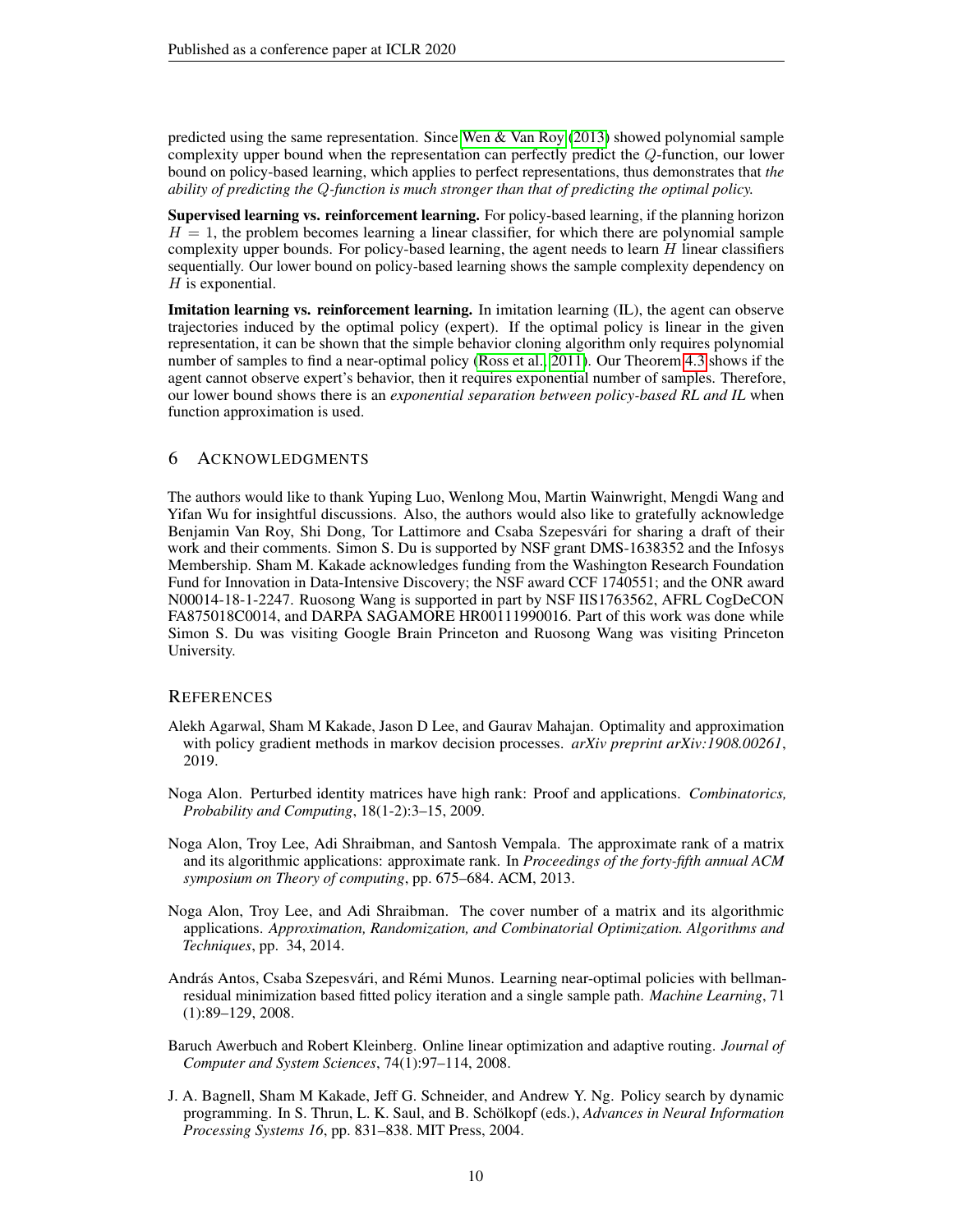predicted using the same representation. Since Wen & Van Roy (2013) showed polynomial sample complexity upper bound when the representation can perfectly predict the $Q$-function, our lower bound on policy-based learning, which applies to perfect representations, thus demonstrates that *the ability of predicting the $Q$-function is much stronger than that of predicting the optimal policy.*

**Supervised learning vs. reinforcement learning.** For policy-based learning, if the planning horizon $H = 1$, the problem becomes learning a linear classifier, for which there are polynomial sample complexity upper bounds. For policy-based learning, the agent needs to learn $H$ linear classifiers sequentially. Our lower bound on policy-based learning shows the sample complexity dependency on $H$ is exponential.

**Imitation learning vs. reinforcement learning.** In imitation learning (IL), the agent can observe trajectories induced by the optimal policy (expert). If the optimal policy is linear in the given representation, it can be shown that the simple behavior cloning algorithm only requires polynomial number of samples to find a near-optimal policy (Ross et al., 2011). Our Theorem 4.3 shows if the agent cannot observe expert's behavior, then it requires exponential number of samples. Therefore, our lower bound shows there is an *exponential separation between policy-based RL and IL* when function approximation is used.

## 6 Acknowledgments

The authors would like to thank Yuping Luo, Wenlong Mou, Martin Wainwright, Mengdi Wang and Yifan Wu for insightful discussions. Also, the authors would also like to gratefully acknowledge Benjamin Van Roy, Shi Dong, Tor Lattimore and Csaba Szepesvári for sharing a draft of their work and their comments. Simon S. Du is supported by NSF grant DMS-1638352 and the Infosys Membership. Sham M. Kakade acknowledges funding from the Washington Research Foundation Fund for Innovation in Data-Intensive Discovery; the NSF award CCF 1740551; and the ONR award N00014-18-1-2247. Ruosong Wang is supported in part by NSF IIS1763562, AFRL CogDeCON FA875018C0014, and DARPA SAGAMORE HR00111990016. Part of this work was done while Simon S. Du was visiting Google Brain Princeton and Ruosong Wang was visiting Princeton University.

## References

Alekh Agarwal, Sham M Kakade, Jason D Lee, and Gaurav Mahajan. Optimality and approximation with policy gradient methods in markov decision processes. *arXiv preprint arXiv:1908.00261*, 2019.

Noga Alon. Perturbed identity matrices have high rank: Proof and applications. *Combinatorics, Probability and Computing*, 18(1-2):3–15, 2009.

Noga Alon, Troy Lee, Adi Shraibman, and Santosh Vempala. The approximate rank of a matrix and its algorithmic applications: approximate rank. In *Proceedings of the forty-fifth annual ACM symposium on Theory of computing*, pp. 675–684. ACM, 2013.

Noga Alon, Troy Lee, and Adi Shraibman. The cover number of a matrix and its algorithmic applications. *Approximation, Randomization, and Combinatorial Optimization. Algorithms and Techniques*, pp. 34, 2014.

András Antos, Csaba Szepesvári, and Rémi Munos. Learning near-optimal policies with bellman-residual minimization based fitted policy iteration and a single sample path. *Machine Learning*, 71 (1):89–129, 2008.

Baruch Awerbuch and Robert Kleinberg. Online linear optimization and adaptive routing. *Journal of Computer and System Sciences*, 74(1):97–114, 2008.

J. A. Bagnell, Sham M Kakade, Jeff G. Schneider, and Andrew Y. Ng. Policy search by dynamic programming. In S. Thrun, L. K. Saul, and B. Schölkopf (eds.), *Advances in Neural Information Processing Systems 16*, pp. 831–838. MIT Press, 2004.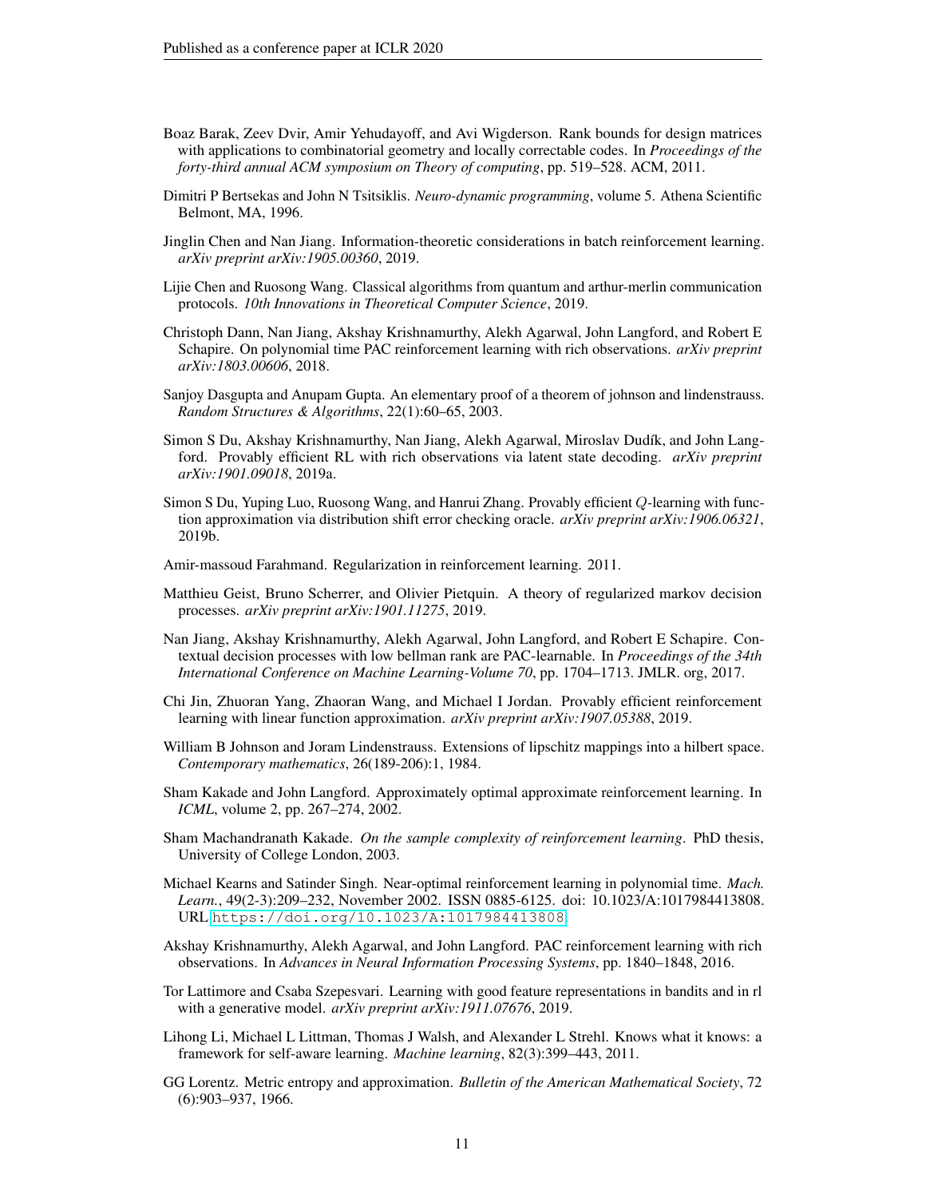Boaz Barak, Zeev Dvir, Amir Yehudayoff, and Avi Wigderson. Rank bounds for design matrices with applications to combinatorial geometry and locally correctable codes. In *Proceedings of the forty-third annual ACM symposium on Theory of computing*, pp. 519–528. ACM, 2011.

Dimitri P Bertsekas and John N Tsitsiklis. *Neuro-dynamic programming*, volume 5. Athena Scientific Belmont, MA, 1996.

Jinglin Chen and Nan Jiang. Information-theoretic considerations in batch reinforcement learning. *arXiv preprint arXiv:1905.00360*, 2019.

Lijie Chen and Ruosong Wang. Classical algorithms from quantum and arthur-merlin communication protocols. *10th Innovations in Theoretical Computer Science*, 2019.

Christoph Dann, Nan Jiang, Akshay Krishnamurthy, Alekh Agarwal, John Langford, and Robert E Schapire. On polynomial time PAC reinforcement learning with rich observations. *arXiv preprint arXiv:1803.00606*, 2018.

Sanjoy Dasgupta and Anupam Gupta. An elementary proof of a theorem of johnson and lindenstrauss. *Random Structures & Algorithms*, 22(1):60–65, 2003.

Simon S Du, Akshay Krishnamurthy, Nan Jiang, Alekh Agarwal, Miroslav Dudík, and John Langford. Provably efficient RL with rich observations via latent state decoding. *arXiv preprint arXiv:1901.09018*, 2019a.

Simon S Du, Yuping Luo, Ruosong Wang, and Hanrui Zhang. Provably efficient $Q$-learning with function approximation via distribution shift error checking oracle. *arXiv preprint arXiv:1906.06321*, 2019b.

Amir-massoud Farahmand. Regularization in reinforcement learning. 2011.

Matthieu Geist, Bruno Scherrer, and Olivier Pietquin. A theory of regularized markov decision processes. *arXiv preprint arXiv:1901.11275*, 2019.

Nan Jiang, Akshay Krishnamurthy, Alekh Agarwal, John Langford, and Robert E Schapire. Contextual decision processes with low bellman rank are PAC-learnable. In *Proceedings of the 34th International Conference on Machine Learning-Volume 70*, pp. 1704–1713. JMLR. org, 2017.

Chi Jin, Zhuoran Yang, Zhaoran Wang, and Michael I Jordan. Provably efficient reinforcement learning with linear function approximation. *arXiv preprint arXiv:1907.05388*, 2019.

William B Johnson and Joram Lindenstrauss. Extensions of lipschitz mappings into a hilbert space. *Contemporary mathematics*, 26(189-206):1, 1984.

Sham Kakade and John Langford. Approximately optimal approximate reinforcement learning. In *ICML*, volume 2, pp. 267–274, 2002.

Sham Machandranath Kakade. *On the sample complexity of reinforcement learning*. PhD thesis, University of College London, 2003.

Michael Kearns and Satinder Singh. Near-optimal reinforcement learning in polynomial time. *Mach. Learn.*, 49(2-3):209–232, November 2002. ISSN 0885-6125. doi: 10.1023/A:1017984413808. URL https://doi.org/10.1023/A:1017984413808.

Akshay Krishnamurthy, Alekh Agarwal, and John Langford. PAC reinforcement learning with rich observations. In *Advances in Neural Information Processing Systems*, pp. 1840–1848, 2016.

Tor Lattimore and Csaba Szepesvari. Learning with good feature representations in bandits and in rl with a generative model. *arXiv preprint arXiv:1911.07676*, 2019.

Lihong Li, Michael L Littman, Thomas J Walsh, and Alexander L Strehl. Knows what it knows: a framework for self-aware learning. *Machine learning*, 82(3):399–443, 2011.

GG Lorentz. Metric entropy and approximation. *Bulletin of the American Mathematical Society*, 72 (6):903–937, 1966.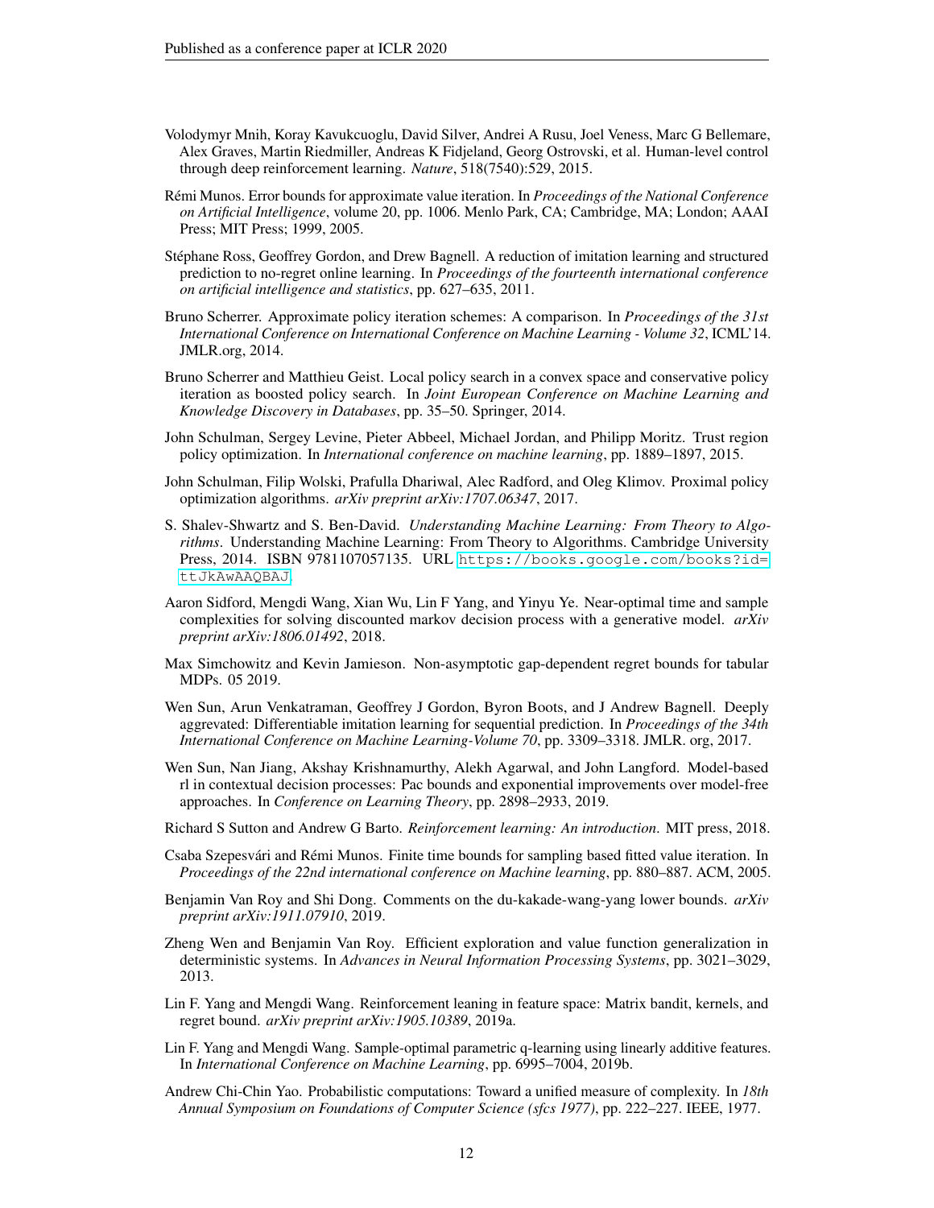Volodymyr Mnih, Koray Kavukcuoglu, David Silver, Andrei A Rusu, Joel Veness, Marc G Bellemare, Alex Graves, Martin Riedmiller, Andreas K Fidjeland, Georg Ostrovski, et al. Human-level control through deep reinforcement learning. *Nature*, 518(7540):529, 2015.

Rémi Munos. Error bounds for approximate value iteration. In *Proceedings of the National Conference on Artificial Intelligence*, volume 20, pp. 1006. Menlo Park, CA; Cambridge, MA; London; AAAI Press; MIT Press; 1999, 2005.

Stéphane Ross, Geoffrey Gordon, and Drew Bagnell. A reduction of imitation learning and structured prediction to no-regret online learning. In *Proceedings of the fourteenth international conference on artificial intelligence and statistics*, pp. 627–635, 2011.

Bruno Scherrer. Approximate policy iteration schemes: A comparison. In *Proceedings of the 31st International Conference on International Conference on Machine Learning - Volume 32*, ICML'14. JMLR.org, 2014.

Bruno Scherrer and Matthieu Geist. Local policy search in a convex space and conservative policy iteration as boosted policy search. In *Joint European Conference on Machine Learning and Knowledge Discovery in Databases*, pp. 35–50. Springer, 2014.

John Schulman, Sergey Levine, Pieter Abbeel, Michael Jordan, and Philipp Moritz. Trust region policy optimization. In *International conference on machine learning*, pp. 1889–1897, 2015.

John Schulman, Filip Wolski, Prafulla Dhariwal, Alec Radford, and Oleg Klimov. Proximal policy optimization algorithms. *arXiv preprint arXiv:1707.06347*, 2017.

S. Shalev-Shwartz and S. Ben-David. *Understanding Machine Learning: From Theory to Algorithms*. Understanding Machine Learning: From Theory to Algorithms. Cambridge University Press, 2014. ISBN 9781107057135. URL https://books.google.com/books?id=ttJkAwAAQBAJ.

Aaron Sidford, Mengdi Wang, Xian Wu, Lin F Yang, and Yinyu Ye. Near-optimal time and sample complexities for solving discounted markov decision process with a generative model. *arXiv preprint arXiv:1806.01492*, 2018.

Max Simchowitz and Kevin Jamieson. Non-asymptotic gap-dependent regret bounds for tabular MDPs. 05 2019.

Wen Sun, Arun Venkatraman, Geoffrey J Gordon, Byron Boots, and J Andrew Bagnell. Deeply aggrevated: Differentiable imitation learning for sequential prediction. In *Proceedings of the 34th International Conference on Machine Learning-Volume 70*, pp. 3309–3318. JMLR. org, 2017.

Wen Sun, Nan Jiang, Akshay Krishnamurthy, Alekh Agarwal, and John Langford. Model-based rl in contextual decision processes: Pac bounds and exponential improvements over model-free approaches. In *Conference on Learning Theory*, pp. 2898–2933, 2019.

Richard S Sutton and Andrew G Barto. *Reinforcement learning: An introduction*. MIT press, 2018.

Csaba Szepesvári and Rémi Munos. Finite time bounds for sampling based fitted value iteration. In *Proceedings of the 22nd international conference on Machine learning*, pp. 880–887. ACM, 2005.

Benjamin Van Roy and Shi Dong. Comments on the du-kakade-wang-yang lower bounds. *arXiv preprint arXiv:1911.07910*, 2019.

Zheng Wen and Benjamin Van Roy. Efficient exploration and value function generalization in deterministic systems. In *Advances in Neural Information Processing Systems*, pp. 3021–3029, 2013.

Lin F. Yang and Mengdi Wang. Reinforcement leaning in feature space: Matrix bandit, kernels, and regret bound. *arXiv preprint arXiv:1905.10389*, 2019a.

Lin F. Yang and Mengdi Wang. Sample-optimal parametric q-learning using linearly additive features. In *International Conference on Machine Learning*, pp. 6995–7004, 2019b.

Andrew Chi-Chin Yao. Probabilistic computations: Toward a unified measure of complexity. In *18th Annual Symposium on Foundations of Computer Science (sfcs 1977)*, pp. 222–227. IEEE, 1977.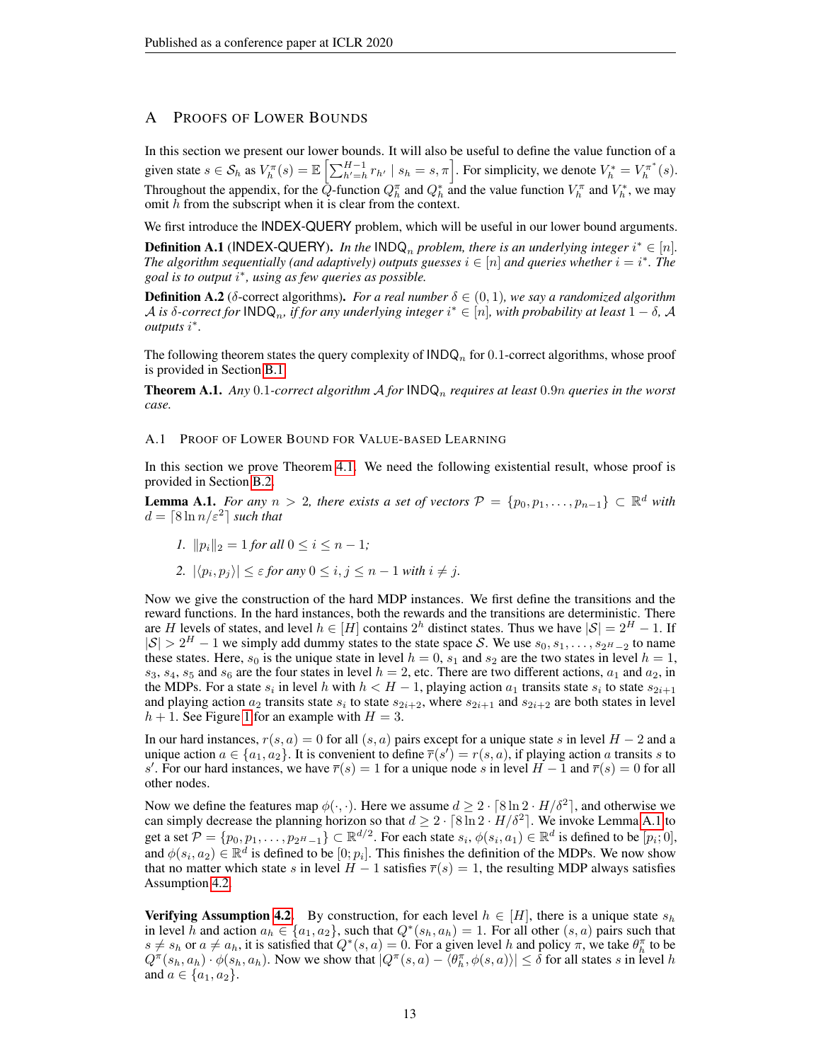# A Proofs of Lower Bounds

In this section we present our lower bounds. It will also be useful to define the value function of a given state $s \in \mathcal{S}_h$ as $V_h^\pi(s) = \mathbb{E}\left[\sum_{h'=h}^{H-1} r_{h'} \mid s_h = s, \pi\right]$. For simplicity, we denote $V_h^* = V_h^{\pi^*}(s)$. Throughout the appendix, for the $Q$-function $Q_h^\pi$ and $Q_h^*$ and the value function $V_h^\pi$ and $V_h^*$, we may omit $h$ from the subscript when it is clear from the context.

We first introduce the INDEX-QUERY problem, which will be useful in our lower bound arguments.

**Definition A.1** (INDEX-QUERY). *In the* $\mathsf{INDQ}_n$ *problem, there is an underlying integer* $i^* \in [n]$. *The algorithm sequentially (and adaptively) outputs guesses* $i \in [n]$ *and queries whether* $i = i^*$. *The goal is to output* $i^*$, *using as few queries as possible.*

**Definition A.2** ($\delta$-correct algorithms). *For a real number* $\delta \in (0, 1)$, *we say a randomized algorithm* $\mathcal{A}$ *is* $\delta$*-correct for* $\mathsf{INDQ}_n$, *if for any underlying integer* $i^* \in [n]$, *with probability at least* $1 - \delta$, $\mathcal{A}$ *outputs* $i^*$.

The following theorem states the query complexity of $\mathsf{INDQ}_n$ for $0.1$-correct algorithms, whose proof is provided in Section B.1.

**Theorem A.1.** *Any* $0.1$*-correct algorithm* $\mathcal{A}$ *for* $\mathsf{INDQ}_n$ *requires at least* $0.9n$ *queries in the worst case.*

## A.1 Proof of Lower Bound for Value-based Learning

In this section we prove Theorem 4.1. We need the following existential result, whose proof is provided in Section B.2.

**Lemma A.1.** *For any* $n > 2$, *there exists a set of vectors* $\mathcal{P} = \{p_0, p_1, \ldots, p_{n-1}\} \subset \mathbb{R}^d$ *with* $d = \lceil 8 \ln n / \varepsilon^2 \rceil$ *such that*

1. $\|p_i\|_2 = 1$ *for all* $0 \le i \le n - 1$;
2. $|\langle p_i, p_j \rangle| \le \varepsilon$ *for any* $0 \le i, j \le n - 1$ *with* $i \ne j$.

Now we give the construction of the hard MDP instances. We first define the transitions and the reward functions. In the hard instances, both the rewards and the transitions are deterministic. There are $H$ levels of states, and level $h \in [H]$ contains $2^h$ distinct states. Thus we have $|\mathcal{S}| = 2^H - 1$. If $|\mathcal{S}| > 2^H - 1$ we simply add dummy states to the state space $\mathcal{S}$. We use $s_0, s_1, \ldots, s_{2^H-2}$ to name these states. Here, $s_0$ is the unique state in level $h = 0$, $s_1$ and $s_2$ are the two states in level $h = 1$, $s_3$, $s_4$, $s_5$ and $s_6$ are the four states in level $h = 2$, etc. There are two different actions, $a_1$ and $a_2$, in the MDPs. For a state $s_i$ in level $h$ with $h < H - 1$, playing action $a_1$ transits state $s_i$ to state $s_{2i+1}$ and playing action $a_2$ transits state $s_i$ to state $s_{2i+2}$, where $s_{2i+1}$ and $s_{2i+2}$ are both states in level $h + 1$. See Figure 1 for an example with $H = 3$.

In our hard instances, $r(s, a) = 0$ for all $(s, a)$ pairs except for a unique state $s$ in level $H - 2$ and a unique action $a \in \{a_1, a_2\}$. It is convenient to define $\overline{r}(s') = r(s, a)$, if playing action $a$ transits $s$ to $s'$. For our hard instances, we have $\overline{r}(s) = 1$ for a unique node $s$ in level $H - 1$ and $\overline{r}(s) = 0$ for all other nodes.

Now we define the features map $\phi(\cdot, \cdot)$. Here we assume $d \ge 2 \cdot \lceil 8 \ln 2 \cdot H / \delta^2 \rceil$, and otherwise we can simply decrease the planning horizon so that $d \ge 2 \cdot \lceil 8 \ln 2 \cdot H / \delta^2 \rceil$. We invoke Lemma A.1 to get a set $\mathcal{P} = \{p_0, p_1, \ldots, p_{2^H-1}\} \subset \mathbb{R}^{d/2}$. For each state $s_i$, $\phi(s_i, a_1) \in \mathbb{R}^d$ is defined to be $[p_i; 0]$, and $\phi(s_i, a_2) \in \mathbb{R}^d$ is defined to be $[0; p_i]$. This finishes the definition of the MDPs. We now show that no matter which state $s$ in level $H - 1$ satisfies $\overline{r}(s) = 1$, the resulting MDP always satisfies Assumption 4.2.

**Verifying Assumption 4.2.** By construction, for each level $h \in [H]$, there is a unique state $s_h$ in level $h$ and action $a_h \in \{a_1, a_2\}$, such that $Q^*(s_h, a_h) = 1$. For all other $(s, a)$ pairs such that $s \ne s_h$ or $a \ne a_h$, it is satisfied that $Q^*(s, a) = 0$. For a given level $h$ and policy $\pi$, we take $\theta_h^\pi$ to be $Q^\pi(s_h, a_h) \cdot \phi(s_h, a_h)$. Now we show that $|Q^\pi(s, a) - \langle \theta_h^\pi, \phi(s, a) \rangle| \le \delta$ for all states $s$ in level $h$ and $a \in \{a_1, a_2\}$.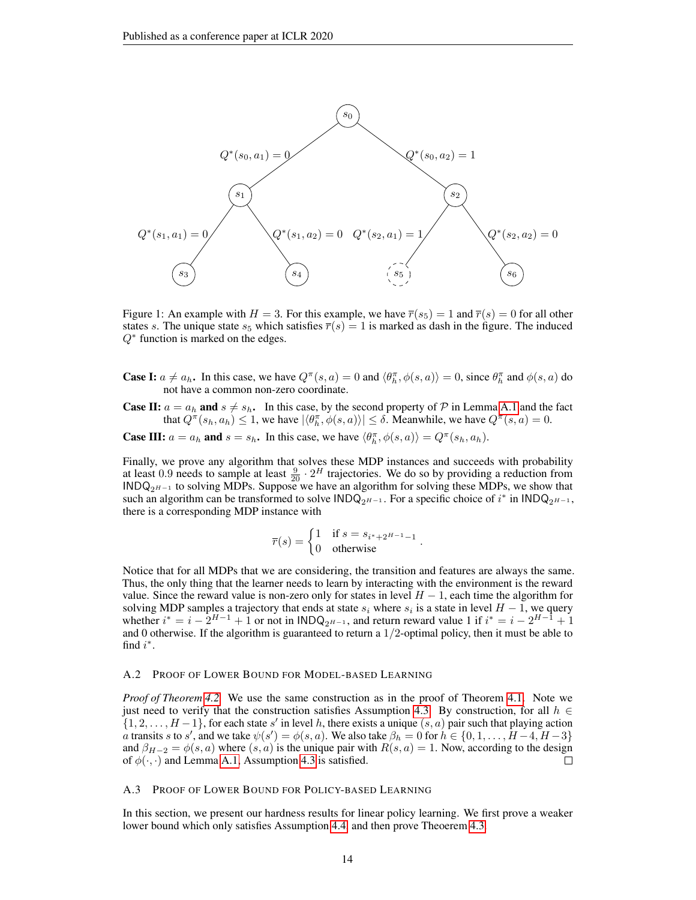Figure 1: An example with $H = 3$. For this example, we have $\overline{r}(s_5) = 1$ and $\overline{r}(s) = 0$ for all other states $s$. The unique state $s_5$ which satisfies $\overline{r}(s) = 1$ is marked as dash in the figure. The induced $Q^*$ function is marked on the edges.

**Case I:** $a \neq a_h$**.** In this case, we have $Q^\pi(s, a) = 0$ and $\langle \theta_h^\pi, \phi(s, a) \rangle = 0$, since $\theta_h^\pi$ and $\phi(s, a)$ do not have a common non-zero coordinate.

**Case II:** $a = a_h$ **and** $s \neq s_h$**.** In this case, by the second property of $\mathcal{P}$ in Lemma A.1 and the fact that $Q^\pi(s_h, a_h) \leq 1$, we have $|\langle \theta_h^\pi, \phi(s, a) \rangle| \leq \delta$. Meanwhile, we have $Q^\pi(s, a) = 0$.

**Case III:** $a = a_h$ **and** $s = s_h$**.** In this case, we have $\langle \theta_h^\pi, \phi(s, a) \rangle = Q^\pi(s_h, a_h)$.

Finally, we prove any algorithm that solves these MDP instances and succeeds with probability at least 0.9 needs to sample at least $\frac{9}{20} \cdot 2^H$ trajectories. We do so by providing a reduction from $\mathsf{INDQ}_{2^{H-1}}$ to solving MDPs. Suppose we have an algorithm for solving these MDPs, we show that such an algorithm can be transformed to solve $\mathsf{INDQ}_{2^{H-1}}$. For a specific choice of $i^*$ in $\mathsf{INDQ}_{2^{H-1}}$, there is a corresponding MDP instance with

$$\overline{r}(s) = \begin{cases} 1 & \text{if } s = s_{i^* + 2^{H-1} - 1} \\ 0 & \text{otherwise} \end{cases}.$$

Notice that for all MDPs that we are considering, the transition and features are always the same. Thus, the only thing that the learner needs to learn by interacting with the environment is the reward value. Since the reward value is non-zero only for states in level $H - 1$, each time the algorithm for solving MDP samples a trajectory that ends at state $s_i$ where $s_i$ is a state in level $H - 1$, we query whether $i^* = i - 2^{H-1} + 1$ or not in $\mathsf{INDQ}_{2^{H-1}}$, and return reward value 1 if $i^* = i - 2^{H-1} + 1$ and 0 otherwise. If the algorithm is guaranteed to return a $1/2$-optimal policy, then it must be able to find $i^*$.

### A.2 Proof of Lower Bound for Model-based Learning

*Proof of Theorem 4.2.* We use the same construction as in the proof of Theorem 4.1. Note we just need to verify that the construction satisfies Assumption 4.3. By construction, for all $h \in \{1, 2, \ldots, H-1\}$, for each state $s'$ in level $h$, there exists a unique $(s, a)$ pair such that playing action $a$ transits $s$ to $s'$, and we take $\psi(s') = \phi(s, a)$. We also take $\beta_h = 0$ for $h \in \{0, 1, \ldots, H-4, H-3\}$ and $\beta_{H-2} = \phi(s, a)$ where $(s, a)$ is the unique pair with $R(s, a) = 1$. Now, according to the design of $\phi(\cdot, \cdot)$ and Lemma A.1, Assumption 4.3 is satisfied. $\square$

### A.3 Proof of Lower Bound for Policy-based Learning

In this section, we present our hardness results for linear policy learning. We first prove a weaker lower bound which only satisfies Assumption 4.4, and then prove Theoerem 4.3.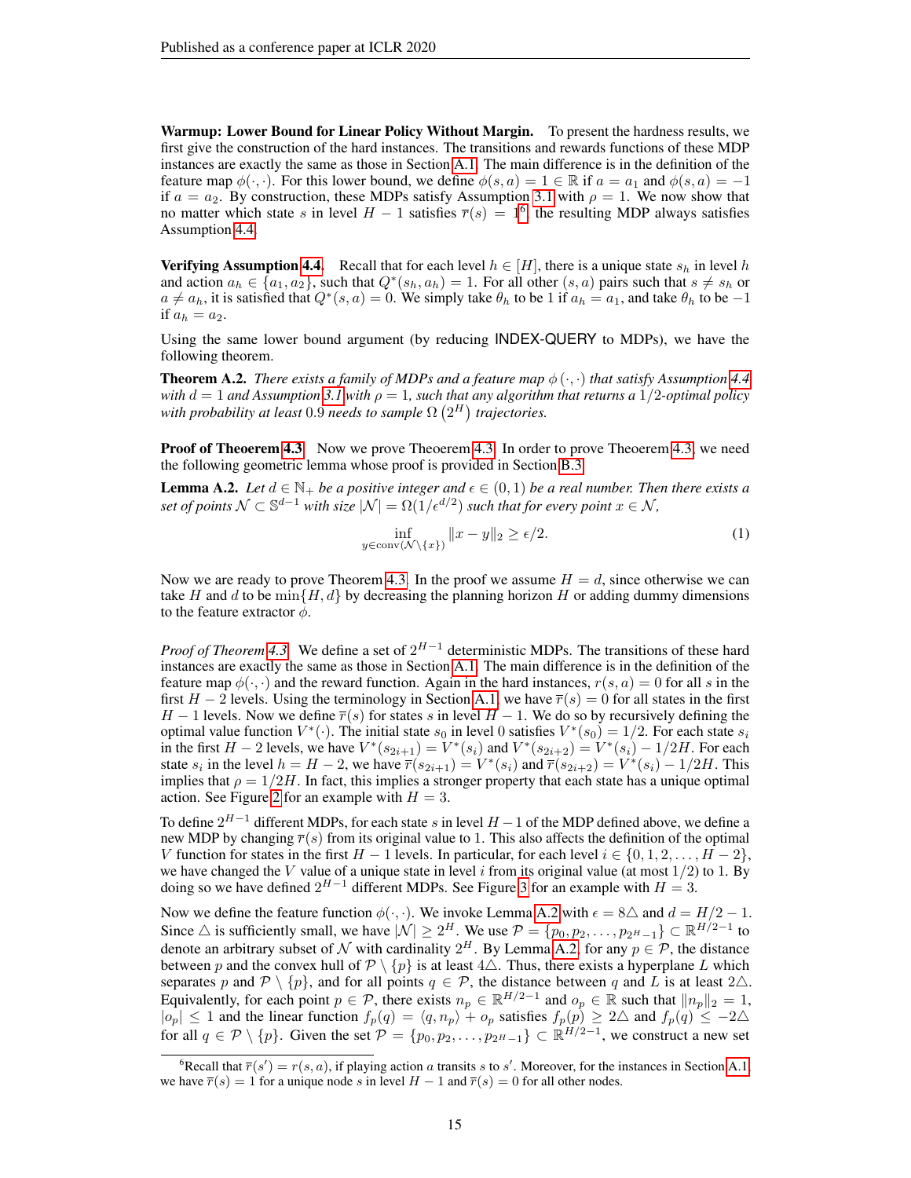**Warmup: Lower Bound for Linear Policy Without Margin.** To present the hardness results, we first give the construction of the hard instances. The transitions and rewards functions of these MDP instances are exactly the same as those in Section A.1. The main difference is in the definition of the feature map $\phi(\cdot, \cdot)$. For this lower bound, we define $\phi(s, a) = 1 \in \mathbb{R}$ if $a = a_1$ and $\phi(s, a) = -1$ if $a = a_2$. By construction, these MDPs satisfy Assumption 3.1 with $\rho = 1$. We now show that no matter which state $s$ in level $H - 1$ satisfies $\overline{r}(s) = 1$[6], the resulting MDP always satisfies Assumption 4.4.

**Verifying Assumption 4.4.** Recall that for each level $h \in [H]$, there is a unique state $s_h$ in level $h$ and action $a_h \in \{a_1, a_2\}$, such that $Q^*(s_h, a_h) = 1$. For all other $(s, a)$ pairs such that $s \neq s_h$ or $a \neq a_h$, it is satisfied that $Q^*(s, a) = 0$. We simply take $\theta_h$ to be 1 if $a_h = a_1$, and take $\theta_h$ to be $-1$ if $a_h = a_2$.

Using the same lower bound argument (by reducing INDEX-QUERY to MDPs), we have the following theorem.

**Theorem A.2.** *There exists a family of MDPs and a feature map $\phi(\cdot, \cdot)$ that satisfy Assumption 4.4 with $d = 1$ and Assumption 3.1 with $\rho = 1$, such that any algorithm that returns a $1/2$-optimal policy with probability at least $0.9$ needs to sample $\Omega\left(2^H\right)$ trajectories.*

**Proof of Theorem 4.3** Now we prove Theorem 4.3. In order to prove Theorem 4.3, we need the following geometric lemma whose proof is provided in Section B.3.

**Lemma A.2.** *Let $d \in \mathbb{N}_+$ be a positive integer and $\epsilon \in (0, 1)$ be a real number. Then there exists a set of points $\mathcal{N} \subset \mathbb{S}^{d-1}$ with size $|\mathcal{N}| = \Omega(1/\epsilon^{d/2})$ such that for every point $x \in \mathcal{N}$,*

$$\inf_{y \in \text{conv}(\mathcal{N} \setminus \{x\})} \|x - y\|_2 \geq \epsilon/2. \tag{1}$$

Now we are ready to prove Theorem 4.3. In the proof we assume $H = d$, since otherwise we can take $H$ and $d$ to be $\min\{H, d\}$ by decreasing the planning horizon $H$ or adding dummy dimensions to the feature extractor $\phi$.

*Proof of Theorem 4.3.* We define a set of $2^{H-1}$ deterministic MDPs. The transitions of these hard instances are exactly the same as those in Section A.1. The main difference is in the definition of the feature map $\phi(\cdot, \cdot)$ and the reward function. Again in the hard instances, $r(s, a) = 0$ for all $s$ in the first $H - 2$ levels. Using the terminology in Section A.1, we have $\overline{r}(s) = 0$ for all states in the first $H - 1$ levels. Now we define $\overline{r}(s)$ for states $s$ in level $H - 1$. We do so by recursively defining the optimal value function $V^*(\cdot)$. The initial state $s_0$ in level 0 satisfies $V^*(s_0) = 1/2$. For each state $s_i$ in the first $H - 2$ levels, we have $V^*(s_{2i+1}) = V^*(s_i)$ and $V^*(s_{2i+2}) = V^*(s_i) - 1/2H$. For each state $s_i$ in the level $h = H - 2$, we have $\overline{r}(s_{2i+1}) = V^*(s_i)$ and $\overline{r}(s_{2i+2}) = V^*(s_i) - 1/2H$. This implies that $\rho = 1/2H$. In fact, this implies a stronger property that each state has a unique optimal action. See Figure 2 for an example with $H = 3$.

To define $2^{H-1}$ different MDPs, for each state $s$ in level $H - 1$ of the MDP defined above, we define a new MDP by changing $\overline{r}(s)$ from its original value to 1. This also affects the definition of the optimal $V$ function for states in the first $H - 1$ levels. In particular, for each level $i \in \{0, 1, 2, \ldots, H - 2\}$, we have changed the $V$ value of a unique state in level $i$ from its original value (at most $1/2$) to 1. By doing so we have defined $2^{H-1}$ different MDPs. See Figure 3 for an example with $H = 3$.

Now we define the feature function $\phi(\cdot, \cdot)$. We invoke Lemma A.2 with $\epsilon = 8\triangle$ and $d = H/2 - 1$. Since $\triangle$ is sufficiently small, we have $|\mathcal{N}| \geq 2^H$. We use $\mathcal{P} = \{p_0, p_2, \ldots, p_{2^H - 1}\} \subset \mathbb{R}^{H/2-1}$ to denote an arbitrary subset of $\mathcal{N}$ with cardinality $2^H$. By Lemma A.2, for any $p \in \mathcal{P}$, the distance between $p$ and the convex hull of $\mathcal{P} \setminus \{p\}$ is at least $4\triangle$. Thus, there exists a hyperplane $L$ which separates $p$ and $\mathcal{P} \setminus \{p\}$, and for all points $q \in \mathcal{P}$, the distance between $q$ and $L$ is at least $2\triangle$. Equivalently, for each point $p \in \mathcal{P}$, there exists $n_p \in \mathbb{R}^{H/2-1}$ and $o_p \in \mathbb{R}$ such that $\|n_p\|_2 = 1$, $|o_p| \leq 1$ and the linear function $f_p(q) = \langle q, n_p \rangle + o_p$ satisfies $f_p(p) \geq 2\triangle$ and $f_p(q) \leq -2\triangle$ for all $q \in \mathcal{P} \setminus \{p\}$. Given the set $\mathcal{P} = \{p_0, p_2, \ldots, p_{2^H - 1}\} \subset \mathbb{R}^{H/2-1}$, we construct a new set

[6] Recall that $\overline{r}(s') = r(s, a)$, if playing action $a$ transits $s$ to $s'$. Moreover, for the instances in Section A.1, we have $\overline{r}(s) = 1$ for a unique node $s$ in level $H - 1$ and $\overline{r}(s) = 0$ for all other nodes.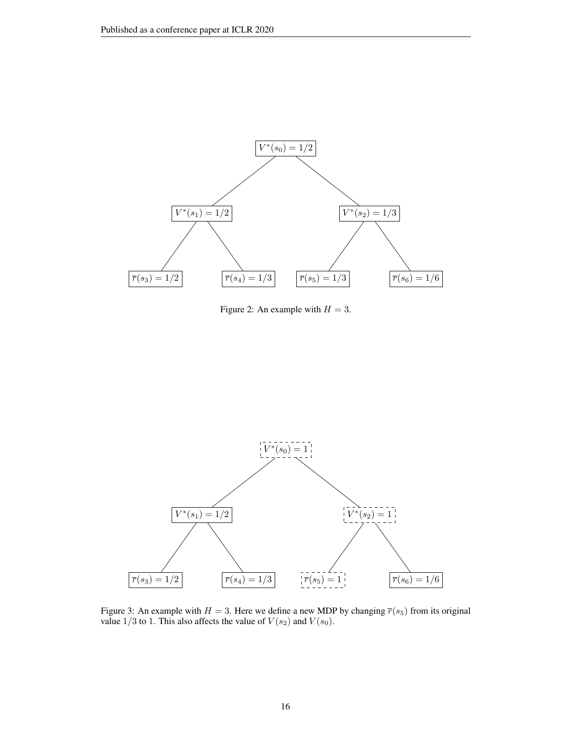$V^*(s_0) = 1/2$

$V^*(s_1) = 1/2$ $V^*(s_2) = 1/3$

$\overline{r}(s_3) = 1/2$ $\overline{r}(s_4) = 1/3$ $\overline{r}(s_5) = 1/3$ $\overline{r}(s_6) = 1/6$

Figure 2: An example with $H = 3$.

$V^*(s_0) = 1$

$V^*(s_1) = 1/2$ $V^*(s_2) = 1$

$\overline{r}(s_3) = 1/2$ $\overline{r}(s_4) = 1/3$ $\overline{r}(s_5) = 1$ $\overline{r}(s_6) = 1/6$

Figure 3: An example with $H = 3$. Here we define a new MDP by changing $\overline{r}(s_5)$ from its original value $1/3$ to 1. This also affects the value of $V(s_2)$ and $V(s_0)$.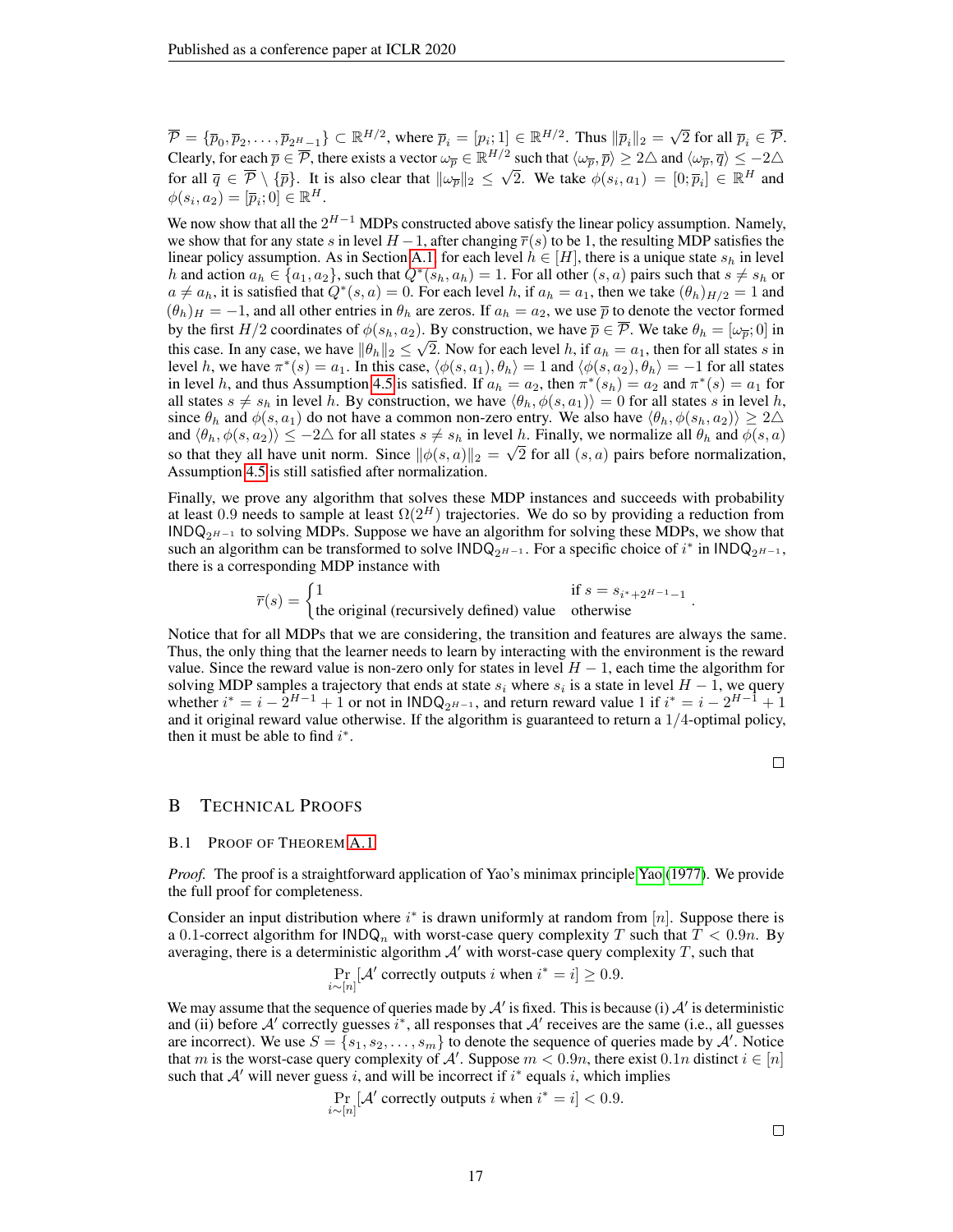$\overline{\mathcal{P}} = \{\overline{p}_0, \overline{p}_2, \ldots, \overline{p}_{2^H-1}\} \subset \mathbb{R}^{H/2}$, where $\overline{p}_i = [p_i; 1] \in \mathbb{R}^{H/2}$. Thus $\|\overline{p}_i\|_2 = \sqrt{2}$ for all $\overline{p}_i \in \overline{\mathcal{P}}$. Clearly, for each $\overline{p} \in \overline{\mathcal{P}}$, there exists a vector $\omega_{\overline{p}} \in \mathbb{R}^{H/2}$ such that $\langle \omega_{\overline{p}}, \overline{p} \rangle \geq 2\triangle$ and $\langle \omega_{\overline{p}}, \overline{q} \rangle \leq -2\triangle$ for all $\overline{q} \in \overline{\mathcal{P}} \setminus \{\overline{p}\}$. It is also clear that $\|\omega_{\overline{p}}\|_2 \leq \sqrt{2}$. We take $\phi(s_i, a_1) = [0; \overline{p}_i] \in \mathbb{R}^H$ and $\phi(s_i, a_2) = [\overline{p}_i; 0] \in \mathbb{R}^H$.

We now show that all the $2^{H-1}$ MDPs constructed above satisfy the linear policy assumption. Namely, we show that for any state $s$ in level $H-1$, after changing $\overline{r}(s)$ to be 1, the resulting MDP satisfies the linear policy assumption. As in Section A.1, for each level $h \in [H]$, there is a unique state $s_h$ in level $h$ and action $a_h \in \{a_1, a_2\}$, such that $Q^*(s_h, a_h) = 1$. For all other $(s, a)$ pairs such that $s \neq s_h$ or $a \neq a_h$, it is satisfied that $Q^*(s, a) = 0$. For each level $h$, if $a_h = a_1$, then we take $(\theta_h)_{H/2} = 1$ and $(\theta_h)_H = -1$, and all other entries in $\theta_h$ are zeros. If $a_h = a_2$, we use $\overline{p}$ to denote the vector formed by the first $H/2$ coordinates of $\phi(s_h, a_2)$. By construction, we have $\overline{p} \in \overline{\mathcal{P}}$. We take $\theta_h = [\omega_{\overline{p}}; 0]$ in this case. In any case, we have $\|\theta_h\|_2 \leq \sqrt{2}$. Now for each level $h$, if $a_h = a_1$, then for all states $s$ in level $h$, we have $\pi^*(s) = a_1$. In this case, $\langle \phi(s, a_1), \theta_h \rangle = 1$ and $\langle \phi(s, a_2), \theta_h \rangle = -1$ for all states in level $h$, and thus Assumption 4.5 is satisfied. If $a_h = a_2$, then $\pi^*(s_h) = a_2$ and $\pi^*(s) = a_1$ for all states $s \neq s_h$ in level $h$. By construction, we have $\langle \theta_h, \phi(s, a_1) \rangle = 0$ for all states $s$ in level $h$, since $\theta_h$ and $\phi(s, a_1)$ do not have a common non-zero entry. We also have $\langle \theta_h, \phi(s_h, a_2) \rangle \geq 2\triangle$ and $\langle \theta_h, \phi(s, a_2) \rangle \leq -2\triangle$ for all states $s \neq s_h$ in level $h$. Finally, we normalize all $\theta_h$ and $\phi(s, a)$ so that they all have unit norm. Since $\|\phi(s, a)\|_2 = \sqrt{2}$ for all $(s, a)$ pairs before normalization, Assumption 4.5 is still satisfied after normalization.

Finally, we prove any algorithm that solves these MDP instances and succeeds with probability at least 0.9 needs to sample at least $\Omega(2^H)$ trajectories. We do so by providing a reduction from $\mathsf{INDQ}_{2^{H-1}}$ to solving MDPs. Suppose we have an algorithm for solving these MDPs, we show that such an algorithm can be transformed to solve $\mathsf{INDQ}_{2^{H-1}}$. For a specific choice of $i^*$ in $\mathsf{INDQ}_{2^{H-1}}$, there is a corresponding MDP instance with

$$\overline{r}(s) = \begin{cases} 1 & \text{if } s = s_{i^*+2^{H-1}-1} \\ \text{the original (recursively defined) value} & \text{otherwise} \end{cases}.$$

Notice that for all MDPs that we are considering, the transition and features are always the same. Thus, the only thing that the learner needs to learn by interacting with the environment is the reward value. Since the reward value is non-zero only for states in level $H-1$, each time the algorithm for solving MDP samples a trajectory that ends at state $s_i$ where $s_i$ is a state in level $H-1$, we query whether $i^* = i - 2^{H-1} + 1$ or not in $\mathsf{INDQ}_{2^{H-1}}$, and return reward value 1 if $i^* = i - 2^{H-1} + 1$ and it original reward value otherwise. If the algorithm is guaranteed to return a $1/4$-optimal policy, then it must be able to find $i^*$.

□

# B Technical Proofs

## B.1 Proof of Theorem A.1

*Proof.* The proof is a straightforward application of Yao's minimax principle Yao (1977). We provide the full proof for completeness.

Consider an input distribution where $i^*$ is drawn uniformly at random from $[n]$. Suppose there is a 0.1-correct algorithm for $\mathsf{INDQ}_n$ with worst-case query complexity $T$ such that $T < 0.9n$. By averaging, there is a deterministic algorithm $\mathcal{A}'$ with worst-case query complexity $T$, such that

$$\Pr_{i \sim [n]}[\mathcal{A}' \text{ correctly outputs } i \text{ when } i^* = i] \geq 0.9.$$

We may assume that the sequence of queries made by $\mathcal{A}'$ is fixed. This is because (i) $\mathcal{A}'$ is deterministic and (ii) before $\mathcal{A}'$ correctly guesses $i^*$, all responses that $\mathcal{A}'$ receives are the same (i.e., all guesses are incorrect). We use $S = \{s_1, s_2, \ldots, s_m\}$ to denote the sequence of queries made by $\mathcal{A}'$. Notice that $m$ is the worst-case query complexity of $\mathcal{A}'$. Suppose $m < 0.9n$, there exist $0.1n$ distinct $i \in [n]$ such that $\mathcal{A}'$ will never guess $i$, and will be incorrect if $i^*$ equals $i$, which implies

$$\Pr_{i \sim [n]}[\mathcal{A}' \text{ correctly outputs } i \text{ when } i^* = i] < 0.9.$$

□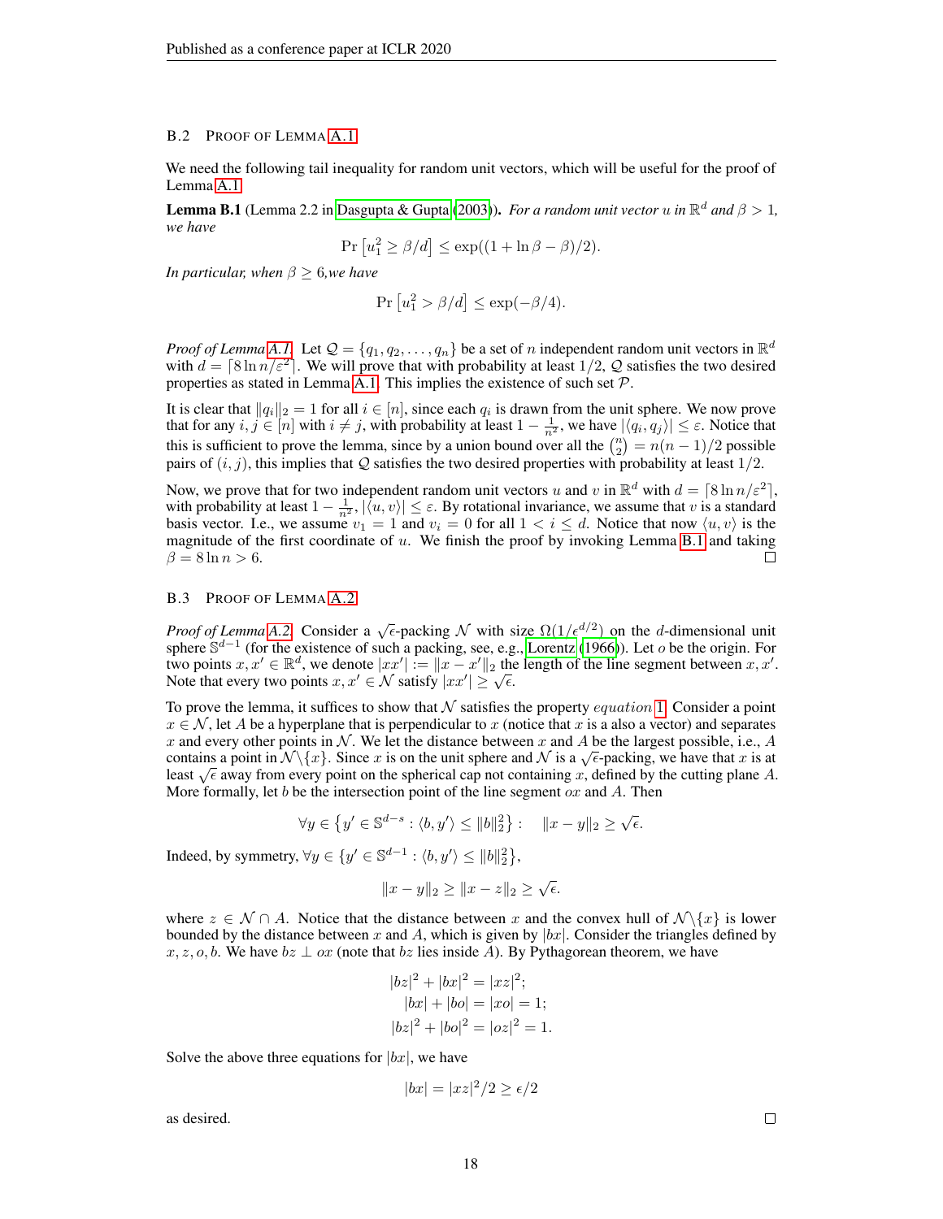## B.2 Proof of Lemma A.1

We need the following tail inequality for random unit vectors, which will be useful for the proof of Lemma A.1.

**Lemma B.1** (Lemma 2.2 in Dasgupta & Gupta (2003)). *For a random unit vector $u$ in $\mathbb{R}^d$ and $\beta > 1$, we have*

$$\Pr\left[u_1^2 \geq \beta/d\right] \leq \exp((1 + \ln \beta - \beta)/2).$$

*In particular, when $\beta \geq 6$,we have*

$$\Pr\left[u_1^2 > \beta/d\right] \leq \exp(-\beta/4).$$

*Proof of Lemma A.1.* Let $\mathcal{Q} = \{q_1, q_2, \dots, q_n\}$ be a set of $n$ independent random unit vectors in $\mathbb{R}^d$ with $d = \lceil 8 \ln n/\varepsilon^2 \rceil$. We will prove that with probability at least $1/2$, $\mathcal{Q}$ satisfies the two desired properties as stated in Lemma A.1. This implies the existence of such set $\mathcal{P}$.

It is clear that $\|q_i\|_2 = 1$ for all $i \in [n]$, since each $q_i$ is drawn from the unit sphere. We now prove that for any $i, j \in [n]$ with $i \neq j$, with probability at least $1 - \frac{1}{n^2}$, we have $|\langle q_i, q_j \rangle| \leq \varepsilon$. Notice that this is sufficient to prove the lemma, since by a union bound over all the $\binom{n}{2} = n(n-1)/2$ possible pairs of $(i, j)$, this implies that $\mathcal{Q}$ satisfies the two desired properties with probability at least $1/2$.

Now, we prove that for two independent random unit vectors $u$ and $v$ in $\mathbb{R}^d$ with $d = \lceil 8 \ln n/\varepsilon^2 \rceil$, with probability at least $1 - \frac{1}{n^2}$, $|\langle u, v \rangle| \leq \varepsilon$. By rotational invariance, we assume that $v$ is a standard basis vector. I.e., we assume $v_1 = 1$ and $v_i = 0$ for all $1 < i \leq d$. Notice that now $\langle u, v \rangle$ is the magnitude of the first coordinate of $u$. We finish the proof by invoking Lemma B.1 and taking $\beta = 8 \ln n > 6$. □

## B.3 Proof of Lemma A.2

*Proof of Lemma A.2.* Consider a $\sqrt{\epsilon}$-packing $\mathcal{N}$ with size $\Omega(1/\epsilon^{d/2})$ on the $d$-dimensional unit sphere $\mathbb{S}^{d-1}$ (for the existence of such a packing, see, e.g., Lorentz (1966)). Let $o$ be the origin. For two points $x, x' \in \mathbb{R}^d$, we denote $|xx'| := \|x - x'\|_2$ the length of the line segment between $x, x'$. Note that every two points $x, x' \in \mathcal{N}$ satisfy $|xx'| \geq \sqrt{\epsilon}$.

To prove the lemma, it suffices to show that $\mathcal{N}$ satisfies the property *equation* 1. Consider a point $x \in \mathcal{N}$, let $A$ be a hyperplane that is perpendicular to $x$ (notice that $x$ is a also a vector) and separates $x$ and every other points in $\mathcal{N}$. We let the distance between $x$ and $A$ be the largest possible, i.e., $A$ contains a point in $\mathcal{N}\backslash\{x\}$. Since $x$ is on the unit sphere and $\mathcal{N}$ is a $\sqrt{\epsilon}$-packing, we have that $x$ is at least $\sqrt{\epsilon}$ away from every point on the spherical cap not containing $x$, defined by the cutting plane $A$. More formally, let $b$ be the intersection point of the line segment $ox$ and $A$. Then

$$\forall y \in \left\{y' \in \mathbb{S}^{d-s} : \langle b, y' \rangle \leq \|b\|_2^2\right\} : \quad \|x - y\|_2 \geq \sqrt{\epsilon}.$$

Indeed, by symmetry, $\forall y \in \{y' \in \mathbb{S}^{d-1} : \langle b, y' \rangle \leq \|b\|_2^2\}$,

$$\|x - y\|_2 \geq \|x - z\|_2 \geq \sqrt{\epsilon}.$$

where $z \in \mathcal{N} \cap A$. Notice that the distance between $x$ and the convex hull of $\mathcal{N}\backslash\{x\}$ is lower bounded by the distance between $x$ and $A$, which is given by $|bx|$. Consider the triangles defined by $x, z, o, b$. We have $bz \perp ox$ (note that $bz$ lies inside $A$). By Pythagorean theorem, we have

$$|bz|^2 + |bx|^2 = |xz|^2;$$
$$|bx| + |bo| = |xo| = 1;$$
$$|bz|^2 + |bo|^2 = |oz|^2 = 1.$$

Solve the above three equations for $|bx|$, we have

$$|bx| = |xz|^2/2 \geq \epsilon/2$$

as desired. □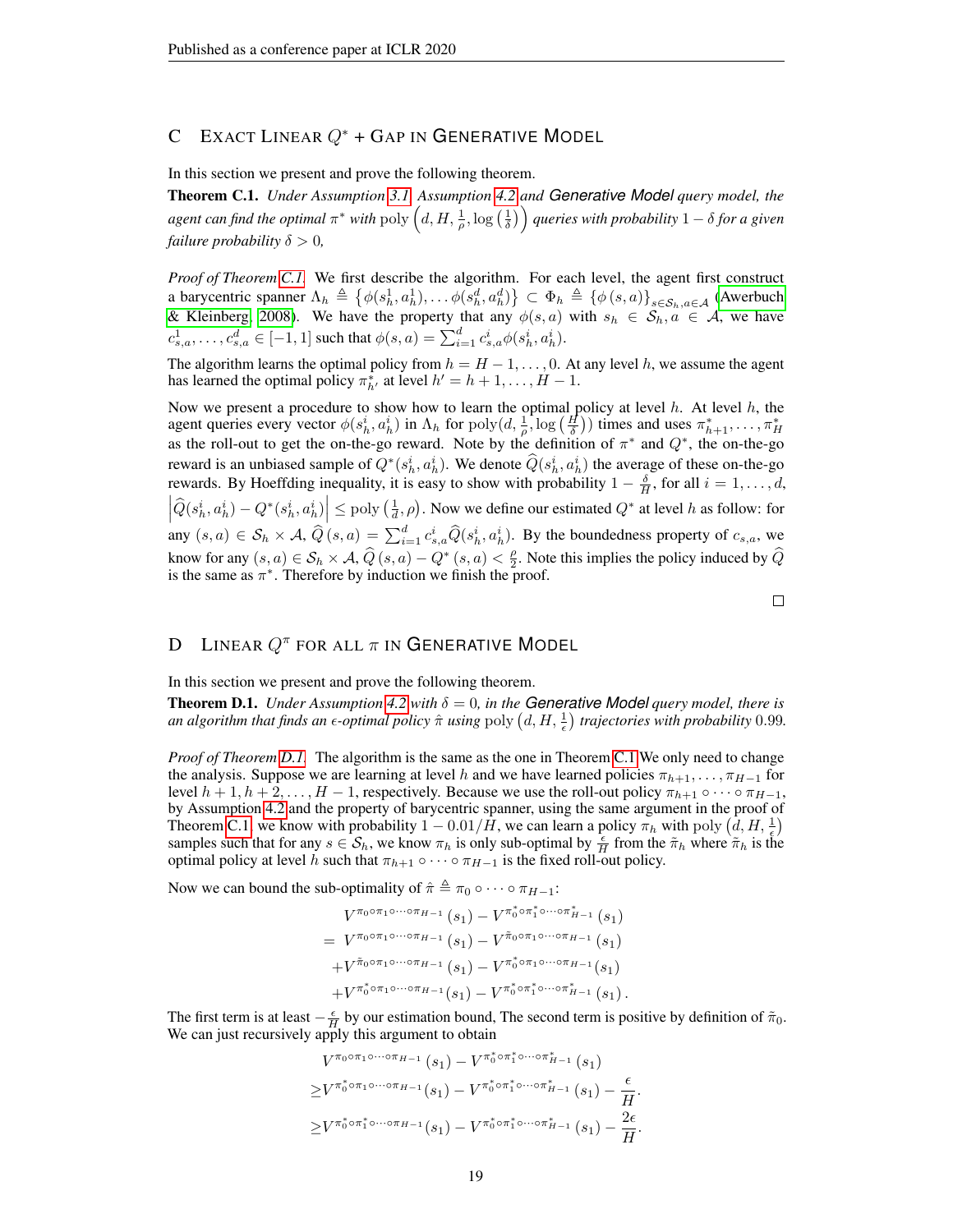## C EXACT LINEAR $Q^*$ + GAP IN GENERATIVE MODEL

In this section we present and prove the following theorem.

**Theorem C.1.** *Under Assumption 3.1, Assumption 4.2 and* **Generative Model** *query model, the agent can find the optimal* $\pi^*$ *with* $\text{poly}\left(d, H, \frac{1}{\rho}, \log\left(\frac{1}{\delta}\right)\right)$ *queries with probability* $1-\delta$ *for a given failure probability* $\delta > 0$*,*

*Proof of Theorem C.1.* We first describe the algorithm. For each level, the agent first construct a barycentric spanner $\Lambda_h \triangleq \left\{\phi(s_h^1, a_h^1), \ldots \phi(s_h^d, a_h^d)\right\} \subset \Phi_h \triangleq \left\{\phi\left(s,a\right)\right\}_{s \in \mathcal{S}_h, a \in \mathcal{A}}$ (Awerbuch & Kleinberg, 2008). We have the property that any $\phi(s,a)$ with $s_h \in \mathcal{S}_h, a \in \mathcal{A}$, we have $c_{s,a}^1, \ldots, c_{s,a}^d \in [-1,1]$ such that $\phi(s,a) = \sum_{i=1}^d c_{s,a}^i \phi(s_h^i, a_h^i)$.

The algorithm learns the optimal policy from $h = H-1, \ldots, 0$. At any level $h$, we assume the agent has learned the optimal policy $\pi_{h'}^*$ at level $h' = h+1, \ldots, H-1$.

Now we present a procedure to show how to learn the optimal policy at level $h$. At level $h$, the agent queries every vector $\phi(s_h^i, a_h^i)$ in $\Lambda_h$ for $\text{poly}(d, \frac{1}{\rho}, \log\left(\frac{H}{\delta}\right))$ times and uses $\pi_{h+1}^*, \ldots, \pi_H^*$ as the roll-out to get the on-the-go reward. Note by the definition of $\pi^*$ and $Q^*$, the on-the-go reward is an unbiased sample of $Q^*(s_h^i, a_h^i)$. We denote $\widehat{Q}(s_h^i, a_h^i)$ the average of these on-the-go rewards. By Hoeffding inequality, it is easy to show with probability $1 - \frac{\delta}{H}$, for all $i = 1, \ldots, d$, $\left|\widehat{Q}(s_h^i, a_h^i) - Q^*(s_h^i, a_h^i)\right| \le \text{poly}\left(\frac{1}{d}, \rho\right)$. Now we define our estimated $Q^*$ at level $h$ as follow: for any $(s,a) \in \mathcal{S}_h \times \mathcal{A}$, $\widehat{Q}\left(s,a\right) = \sum_{i=1}^d c_{s,a}^i \widehat{Q}(s_h^i, a_h^i)$. By the boundedness property of $c_{s,a}$, we know for any $(s,a) \in \mathcal{S}_h \times \mathcal{A}$, $\widehat{Q}\left(s,a\right) - Q^*\left(s,a\right) < \frac{\rho}{2}$. Note this implies the policy induced by $\widehat{Q}$ is the same as $\pi^*$. Therefore by induction we finish the proof.

□

## D LINEAR $Q^\pi$ FOR ALL $\pi$ IN GENERATIVE MODEL

In this section we present and prove the following theorem.

**Theorem D.1.** *Under Assumption 4.2 with* $\delta = 0$*, in the* **Generative Model** *query model, there is an algorithm that finds an* $\epsilon$*-optimal policy* $\hat{\pi}$ *using* $\text{poly}\left(d, H, \frac{1}{\epsilon}\right)$ *trajectories with probability* 0.99*.*

*Proof of Theorem D.1.* The algorithm is the same as the one in Theorem C.1 We only need to change the analysis. Suppose we are learning at level $h$ and we have learned policies $\pi_{h+1}, \ldots, \pi_{H-1}$ for level $h+1, h+2, \ldots, H-1$, respectively. Because we use the roll-out policy $\pi_{h+1} \circ \cdots \circ \pi_{H-1}$, by Assumption 4.2 and the property of barycentric spanner, using the same argument in the proof of Theorem C.1, we know with probability $1 - 0.01/H$, we can learn a policy $\pi_h$ with $\text{poly}\left(d, H, \frac{1}{\epsilon}\right)$ samples such that for any $s \in \mathcal{S}_h$, we know $\pi_h$ is only sub-optimal by $\frac{\epsilon}{H}$ from the $\tilde{\pi}_h$ where $\tilde{\pi}_h$ is the optimal policy at level $h$ such that $\pi_{h+1} \circ \cdots \circ \pi_{H-1}$ is the fixed roll-out policy.

Now we can bound the sub-optimality of $\hat{\pi} \triangleq \pi_0 \circ \cdots \circ \pi_{H-1}$:

$$
\begin{aligned}
& V^{\pi_0 \circ \pi_1 \circ \cdots \circ \pi_{H-1}}\left(s_1\right) - V^{\pi_0^* \circ \pi_1^* \circ \cdots \circ \pi_{H-1}^*}\left(s_1\right) \\
= \; & V^{\pi_0 \circ \pi_1 \circ \cdots \circ \pi_{H-1}}\left(s_1\right) - V^{\tilde{\pi}_0 \circ \pi_1 \circ \cdots \circ \pi_{H-1}}\left(s_1\right) \\
& + V^{\tilde{\pi}_0 \circ \pi_1 \circ \cdots \circ \pi_{H-1}}\left(s_1\right) - V^{\pi_0^* \circ \pi_1 \circ \cdots \circ \pi_{H-1}}\left(s_1\right) \\
& + V^{\pi_0^* \circ \pi_1 \circ \cdots \circ \pi_{H-1}}\left(s_1\right) - V^{\pi_0^* \circ \pi_1^* \circ \cdots \circ \pi_{H-1}^*}\left(s_1\right).
\end{aligned}
$$

The first term is at least $-\frac{\epsilon}{H}$ by our estimation bound, The second term is positive by definition of $\tilde{\pi}_0$. We can just recursively apply this argument to obtain

$$
\begin{aligned}
& V^{\pi_0 \circ \pi_1 \circ \cdots \circ \pi_{H-1}}\left(s_1\right) - V^{\pi_0^* \circ \pi_1^* \circ \cdots \circ \pi_{H-1}^*}\left(s_1\right) \\
\ge \; & V^{\pi_0^* \circ \pi_1 \circ \cdots \circ \pi_{H-1}}\left(s_1\right) - V^{\pi_0^* \circ \pi_1^* \circ \cdots \circ \pi_{H-1}^*}\left(s_1\right) - \frac{\epsilon}{H}. \\
\ge \; & V^{\pi_0^* \circ \pi_1^* \circ \cdots \circ \pi_{H-1}}\left(s_1\right) - V^{\pi_0^* \circ \pi_1^* \circ \cdots \circ \pi_{H-1}^*}\left(s_1\right) - \frac{2\epsilon}{H}.
\end{aligned}
$$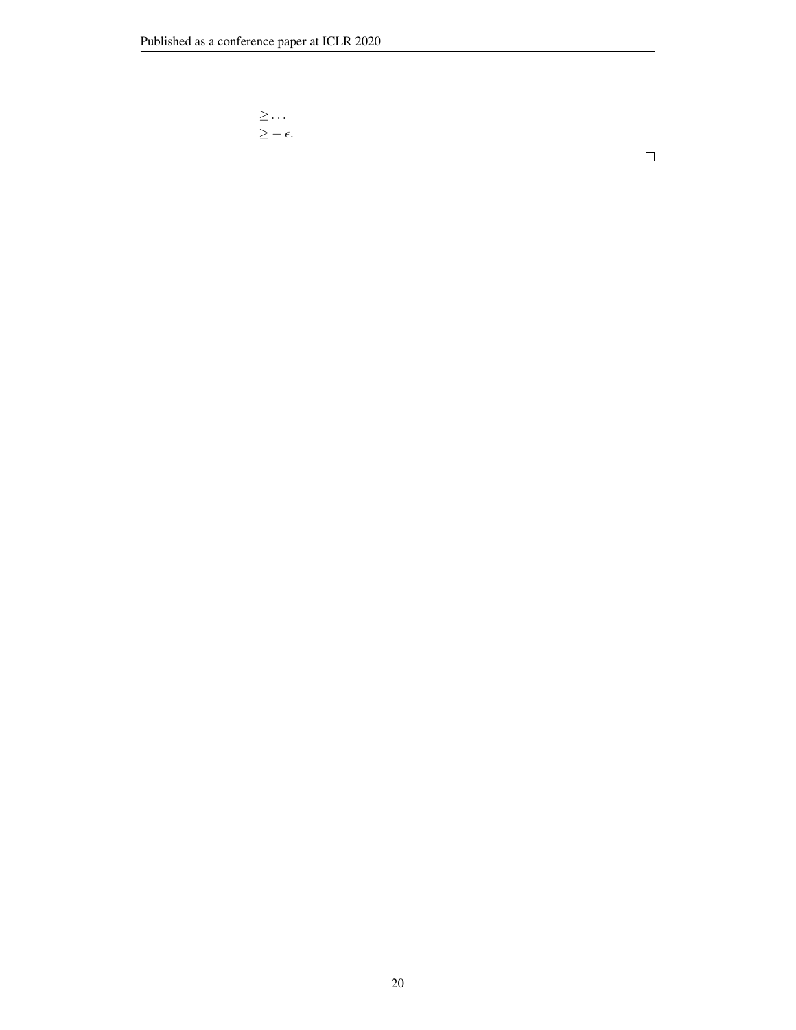$$
\begin{aligned}
&\geq \dots \\
&\geq -\epsilon.
\end{aligned}
$$

$\square$